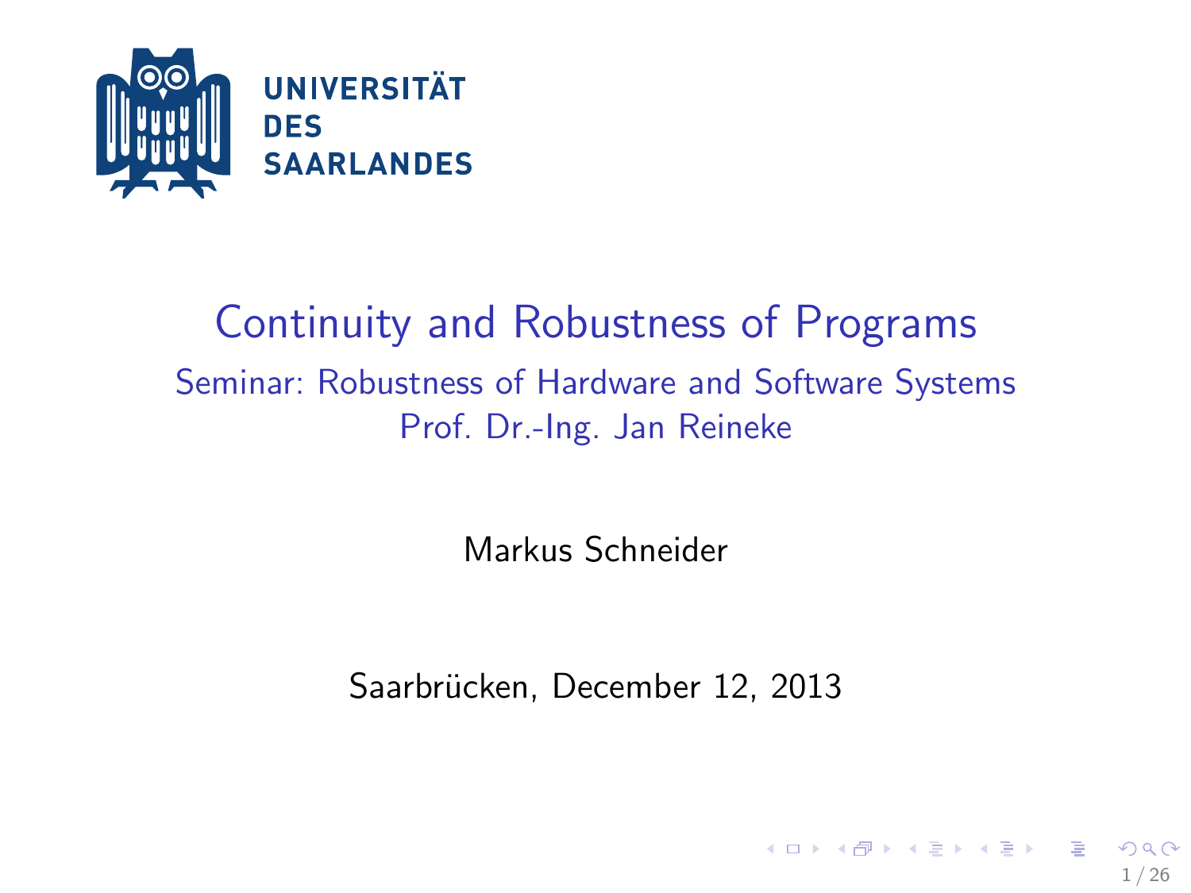UNIVERSITÄT
DES
SAARLANDES

# Continuity and Robustness of Programs

Seminar: Robustness of Hardware and Software Systems

Prof. Dr.-Ing. Jan Reineke

Markus Schneider

Saarbrücken, December 12, 2013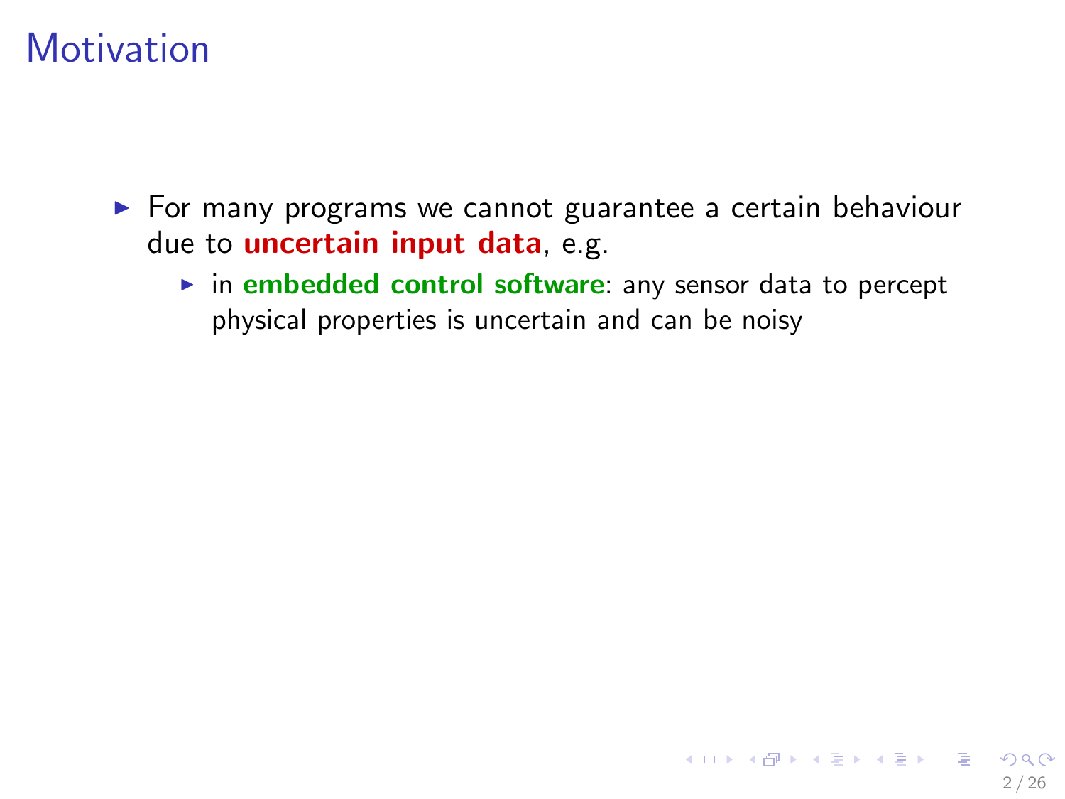# Motivation

- For many programs we cannot guarantee a certain behaviour due to **uncertain input data**, e.g.
  - in **embedded control software**: any sensor data to percept physical properties is uncertain and can be noisy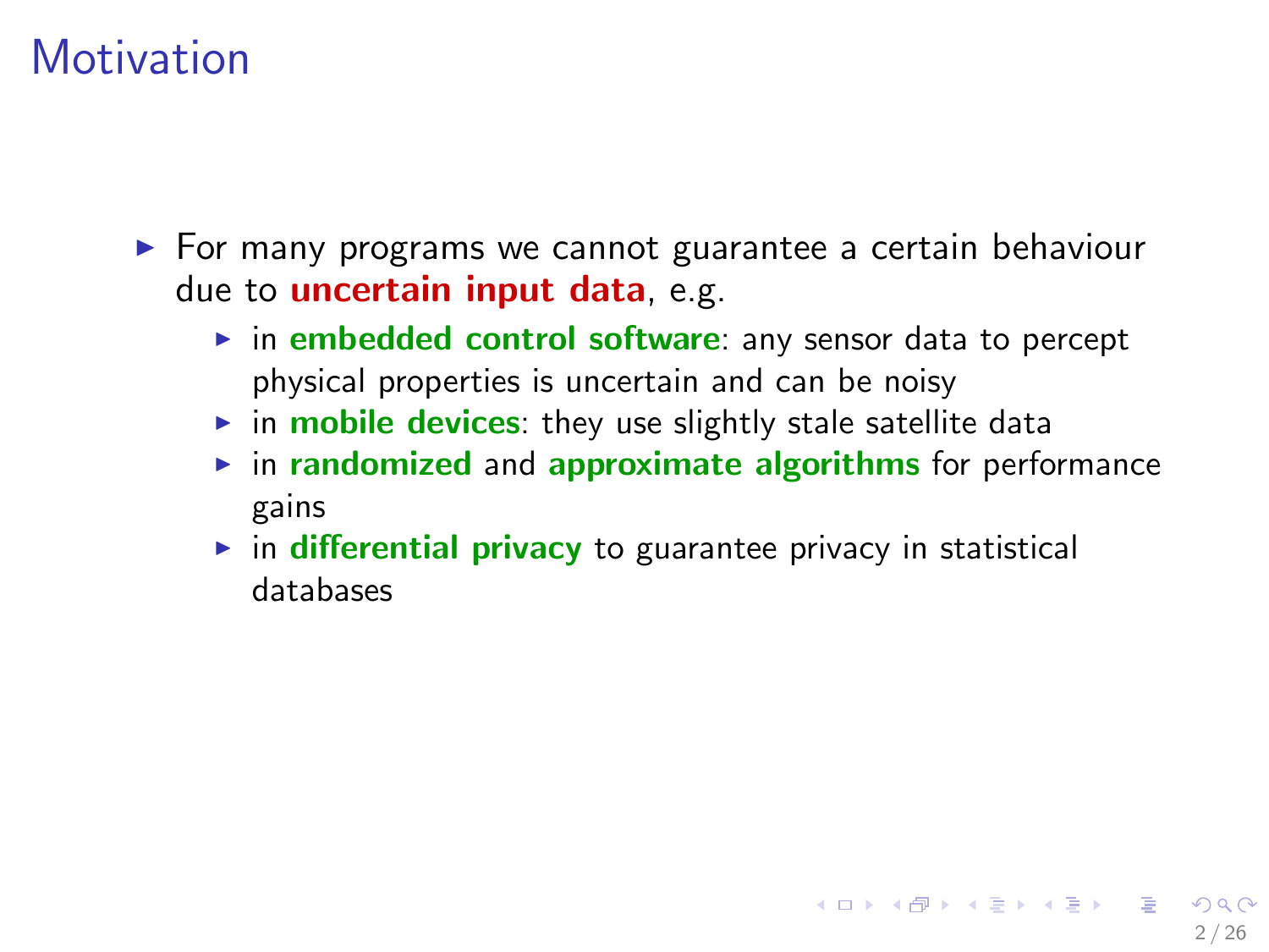# Motivation

- For many programs we cannot guarantee a certain behaviour due to **uncertain input data**, e.g.
  - in **embedded control software**: any sensor data to percept physical properties is uncertain and can be noisy
  - in **mobile devices**: they use slightly stale satellite data
  - in **randomized** and **approximate algorithms** for performance gains
  - in **differential privacy** to guarantee privacy in statistical databases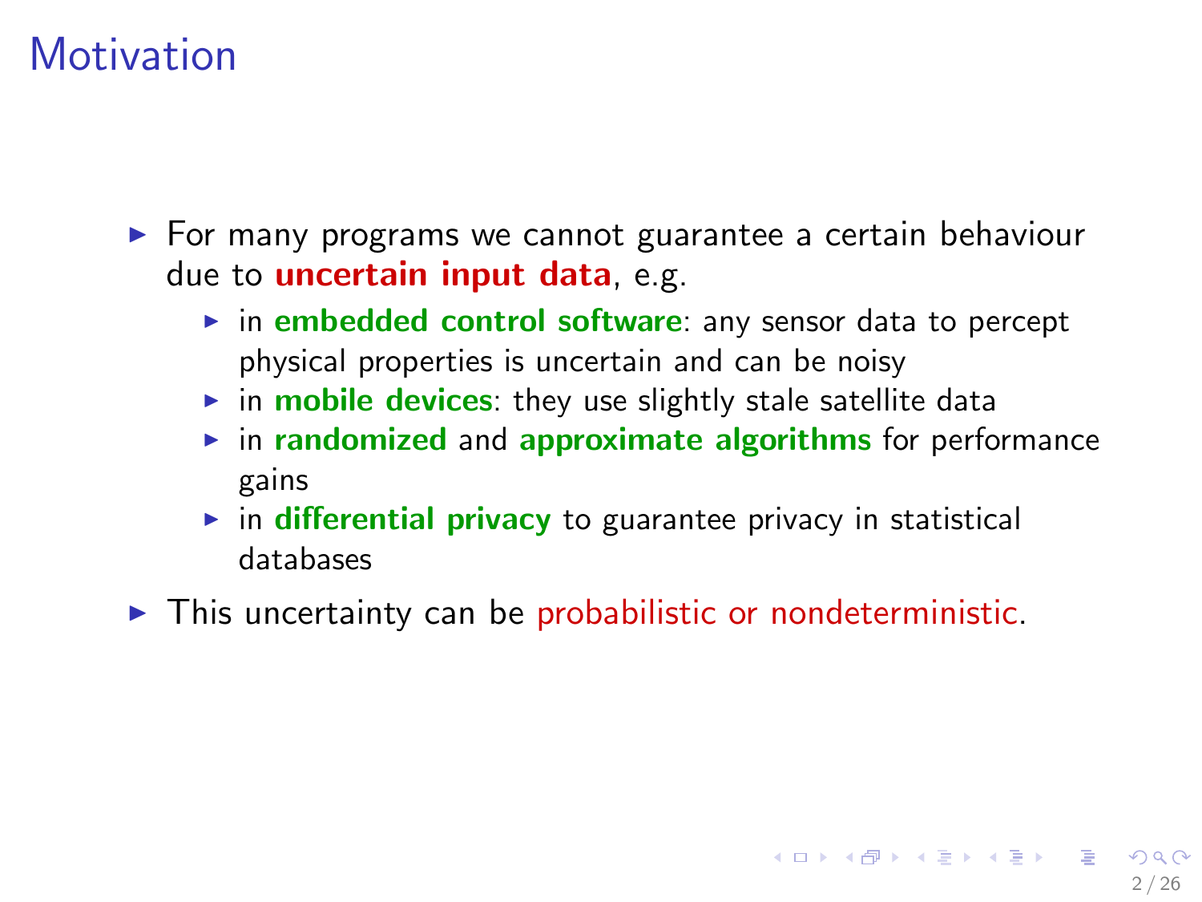# Motivation

- For many programs we cannot guarantee a certain behaviour due to **uncertain input data**, e.g.
  - in **embedded control software**: any sensor data to percept physical properties is uncertain and can be noisy
  - in **mobile devices**: they use slightly stale satellite data
  - in **randomized** and **approximate algorithms** for performance gains
  - in **differential privacy** to guarantee privacy in statistical databases
- This uncertainty can be probabilistic or nondeterministic.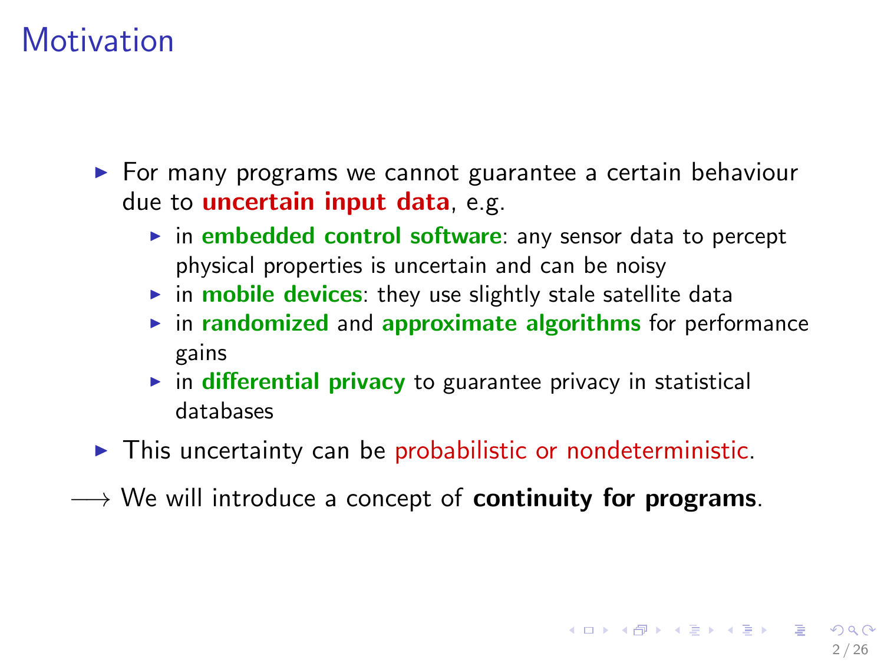# Motivation

- For many programs we cannot guarantee a certain behaviour due to **uncertain input data**, e.g.
  - in **embedded control software**: any sensor data to percept physical properties is uncertain and can be noisy
  - in **mobile devices**: they use slightly stale satellite data
  - in **randomized** and **approximate algorithms** for performance gains
  - in **differential privacy** to guarantee privacy in statistical databases
- This uncertainty can be probabilistic or nondeterministic.

$\longrightarrow$ We will introduce a concept of **continuity for programs**.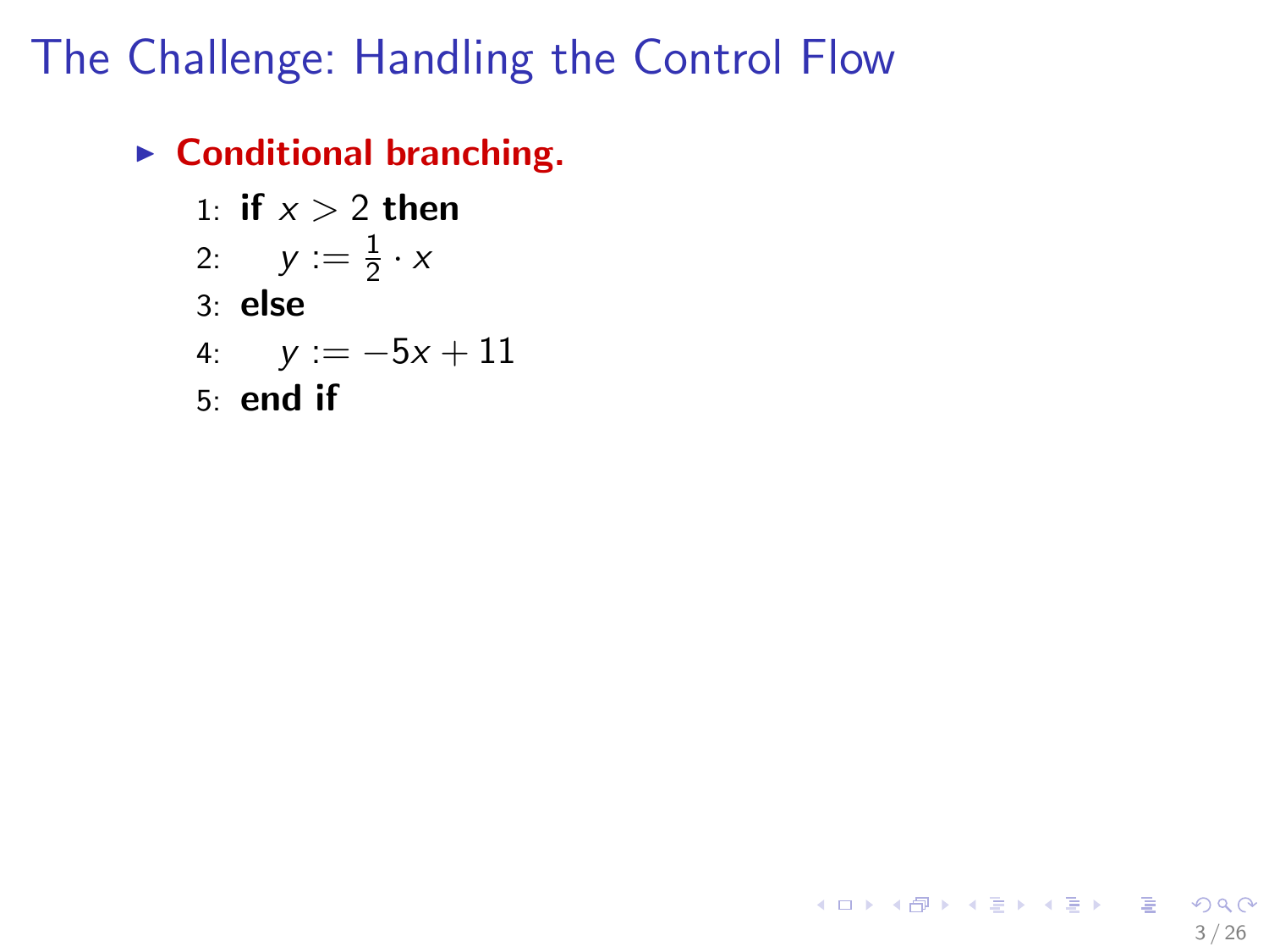# The Challenge: Handling the Control Flow

- **Conditional branching.**

  1: **if** $x > 2$ **then**
  2: $\quad y := \frac{1}{2} \cdot x$
  3: **else**
  4: $\quad y := -5x + 11$
  5: **end if**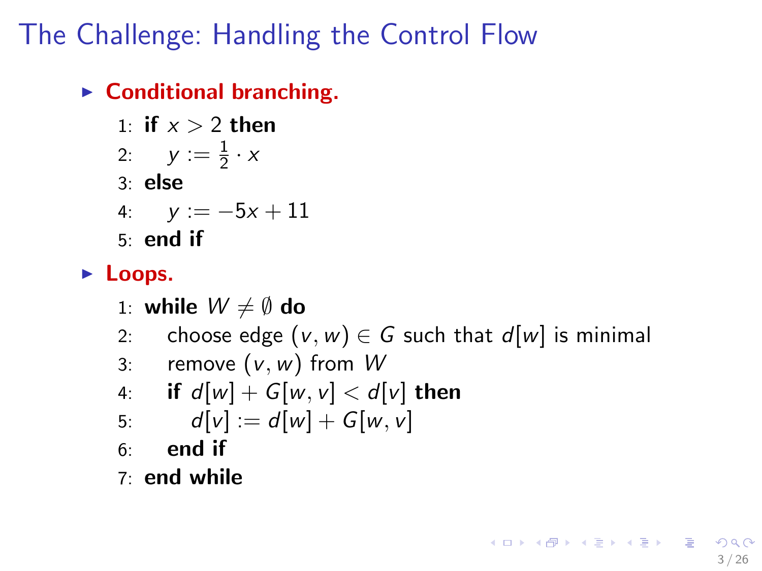# The Challenge: Handling the Control Flow

- **Conditional branching.**

```
1: if x > 2 then
2:     y := 1/2 · x
3: else
4:     y := −5x + 11
5: end if
```

- **Loops.**

```
1: while W ≠ ∅ do
2:     choose edge (v, w) ∈ G such that d[w] is minimal
3:     remove (v, w) from W
4:     if d[w] + G[w, v] < d[v] then
5:         d[v] := d[w] + G[w, v]
6:     end if
7: end while
```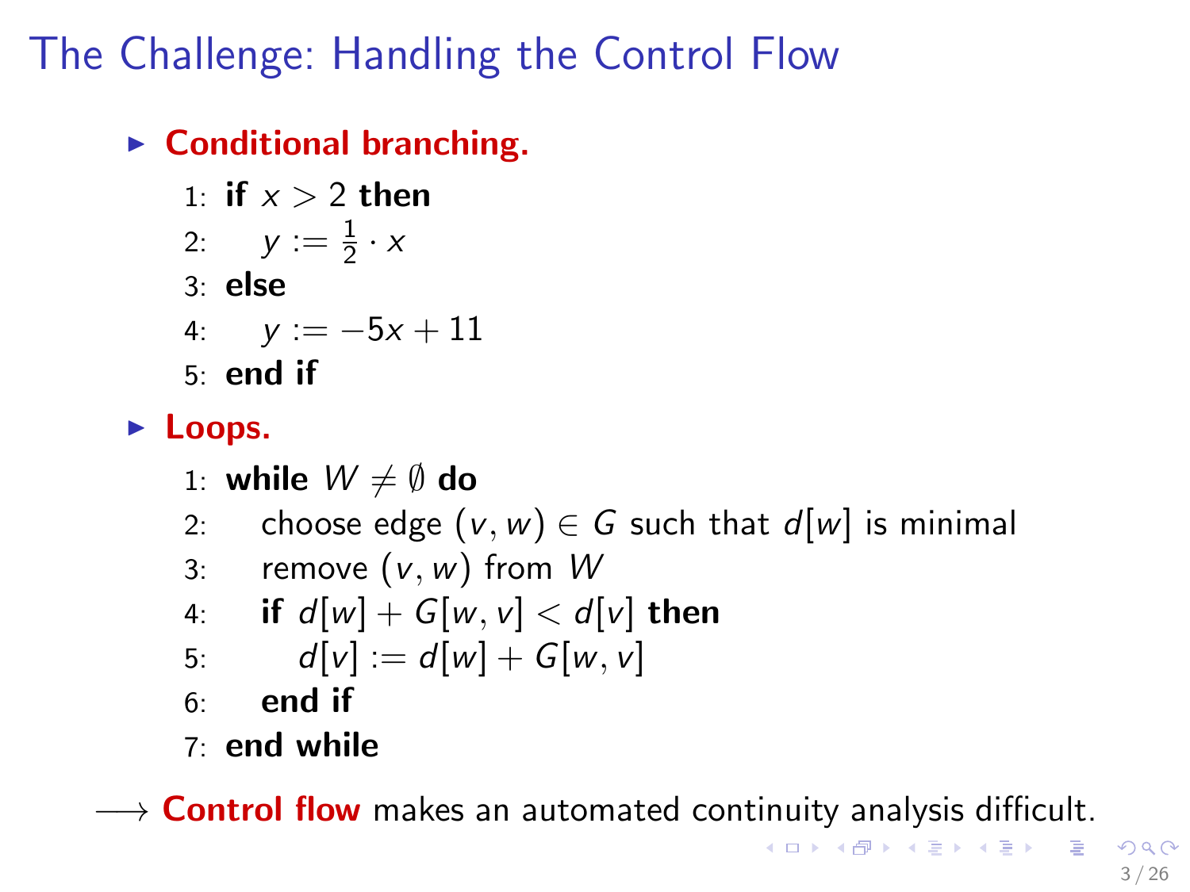# The Challenge: Handling the Control Flow

- **Conditional branching.**

  1: **if** $x > 2$ **then**
  2: $\quad y := \frac{1}{2} \cdot x$
  3: **else**
  4: $\quad y := -5x + 11$
  5: **end if**

- **Loops.**

  1: **while** $W \neq \emptyset$ **do**
  2: $\quad$ choose edge $(v, w) \in G$ such that $d[w]$ is minimal
  3: $\quad$ remove $(v, w)$ from $W$
  4: $\quad$ **if** $d[w] + G[w, v] < d[v]$ **then**
  5: $\quad\quad d[v] := d[w] + G[w, v]$
  6: $\quad$ **end if**
  7: **end while**

$\longrightarrow$ **Control flow** makes an automated continuity analysis difficult.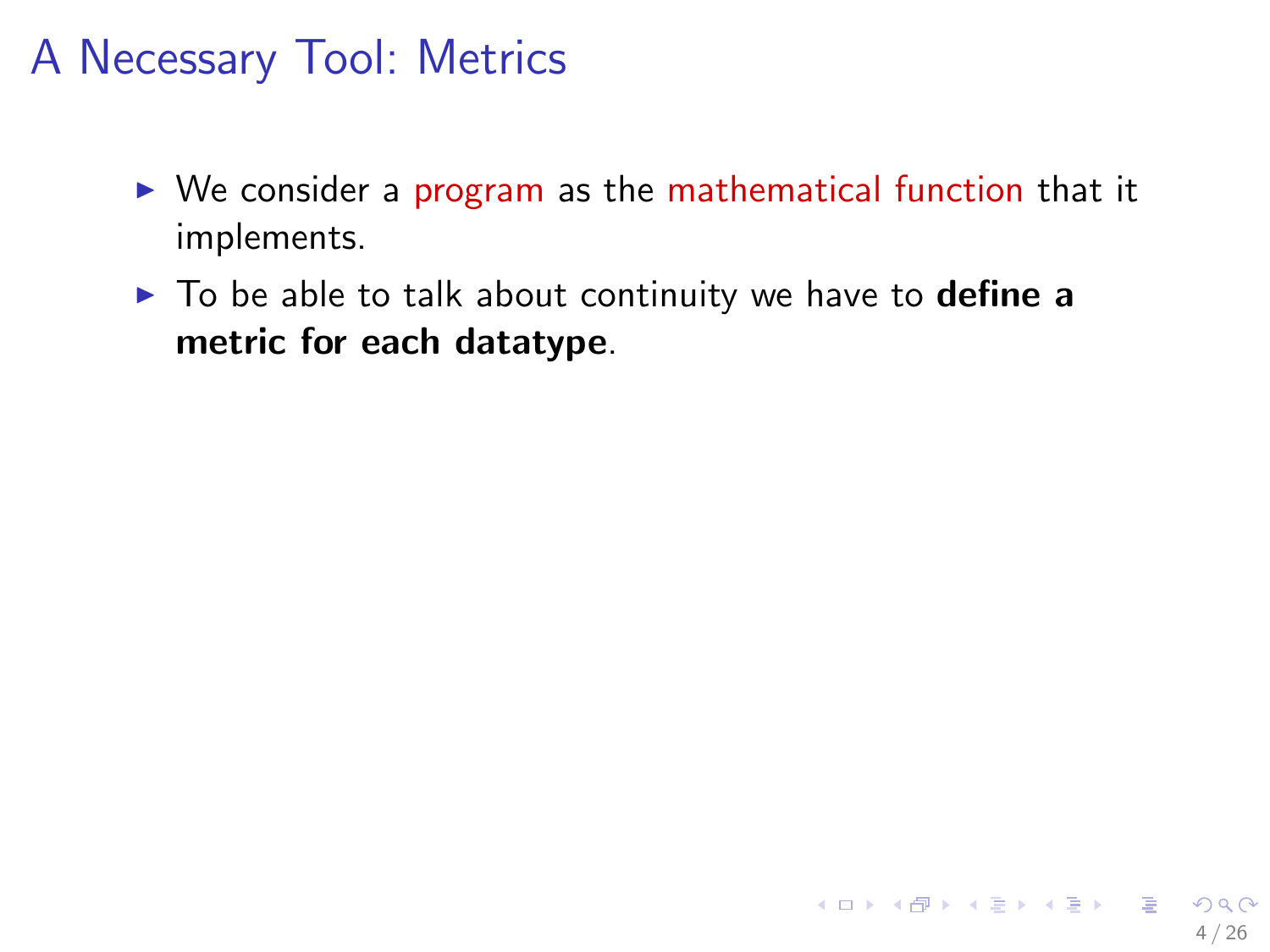# A Necessary Tool: Metrics

- We consider a program as the mathematical function that it implements.
- To be able to talk about continuity we have to **define a metric for each datatype**.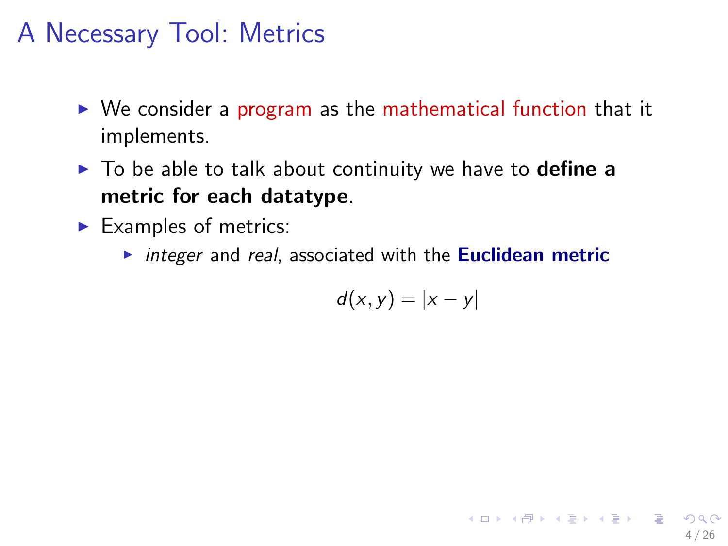# A Necessary Tool: Metrics

- We consider a program as the mathematical function that it implements.
- To be able to talk about continuity we have to **define a metric for each datatype**.
- Examples of metrics:
  - *integer* and *real*, associated with the **Euclidean metric**

$$d(x, y) = |x - y|$$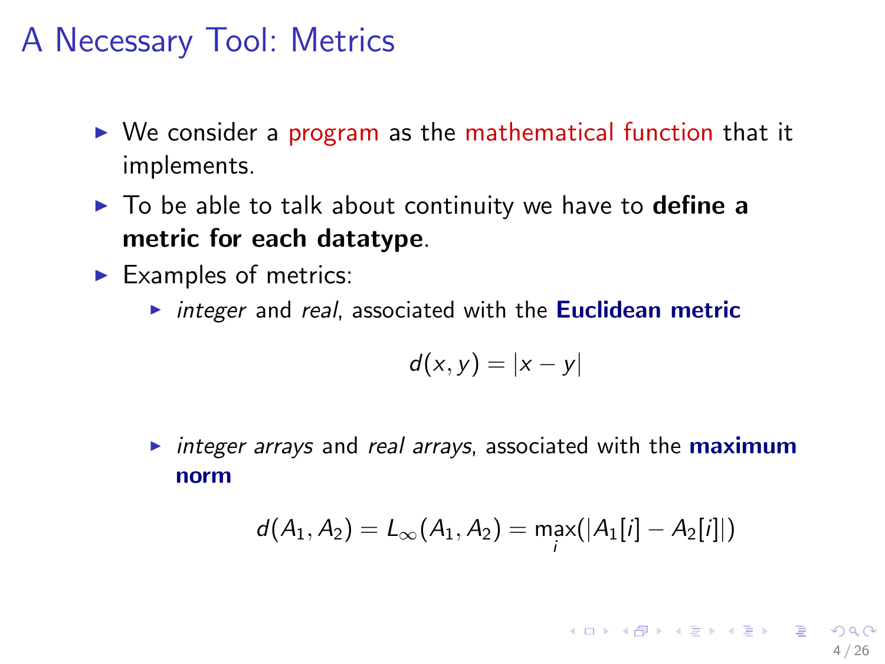# A Necessary Tool: Metrics

- We consider a program as the mathematical function that it implements.
- To be able to talk about continuity we have to **define a metric for each datatype**.
- Examples of metrics:
  - *integer* and *real*, associated with the **Euclidean metric**

$$d(x, y) = |x - y|$$

  - *integer arrays* and *real arrays*, associated with the **maximum norm**

$$d(A_1, A_2) = L_\infty(A_1, A_2) = \max_i(|A_1[i] - A_2[i]|)$$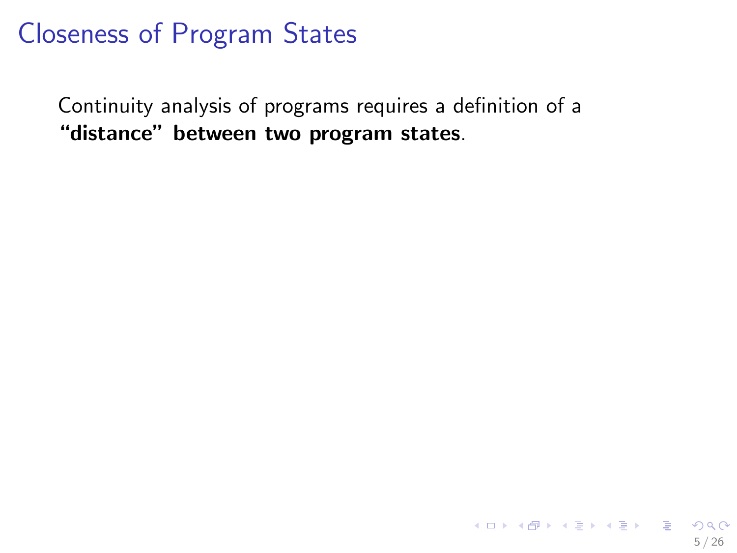# Closeness of Program States

Continuity analysis of programs requires a definition of a **“distance” between two program states**.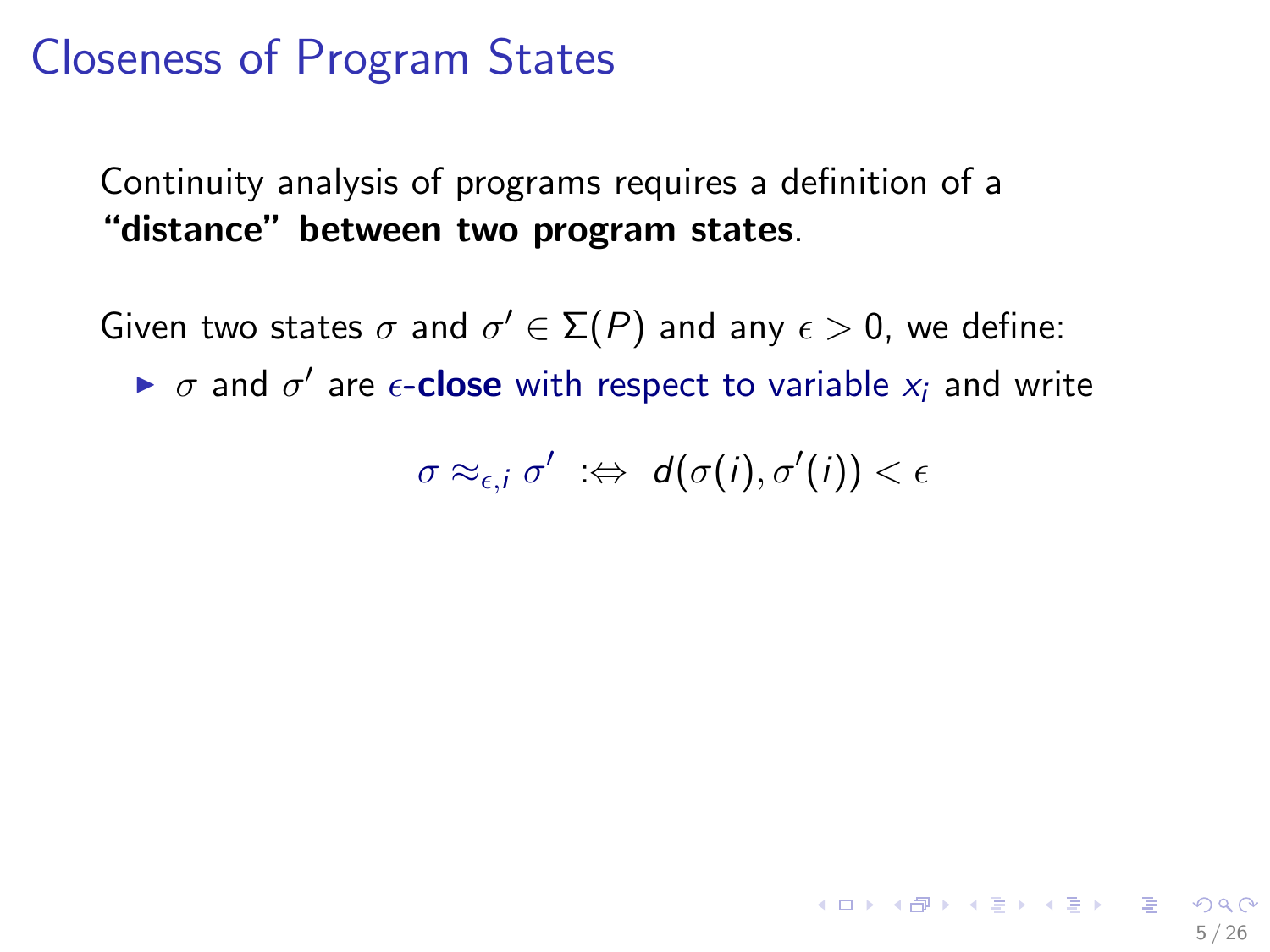# Closeness of Program States

Continuity analysis of programs requires a definition of a **"distance" between two program states**.

Given two states $\sigma$ and $\sigma' \in \Sigma(P)$ and any $\epsilon > 0$, we define:

- $\sigma$ and $\sigma'$ are $\epsilon$-**close** with respect to variable $x_i$ and write

$$\sigma \approx_{\epsilon,i} \sigma' \;\; :\Leftrightarrow \;\; d(\sigma(i), \sigma'(i)) < \epsilon$$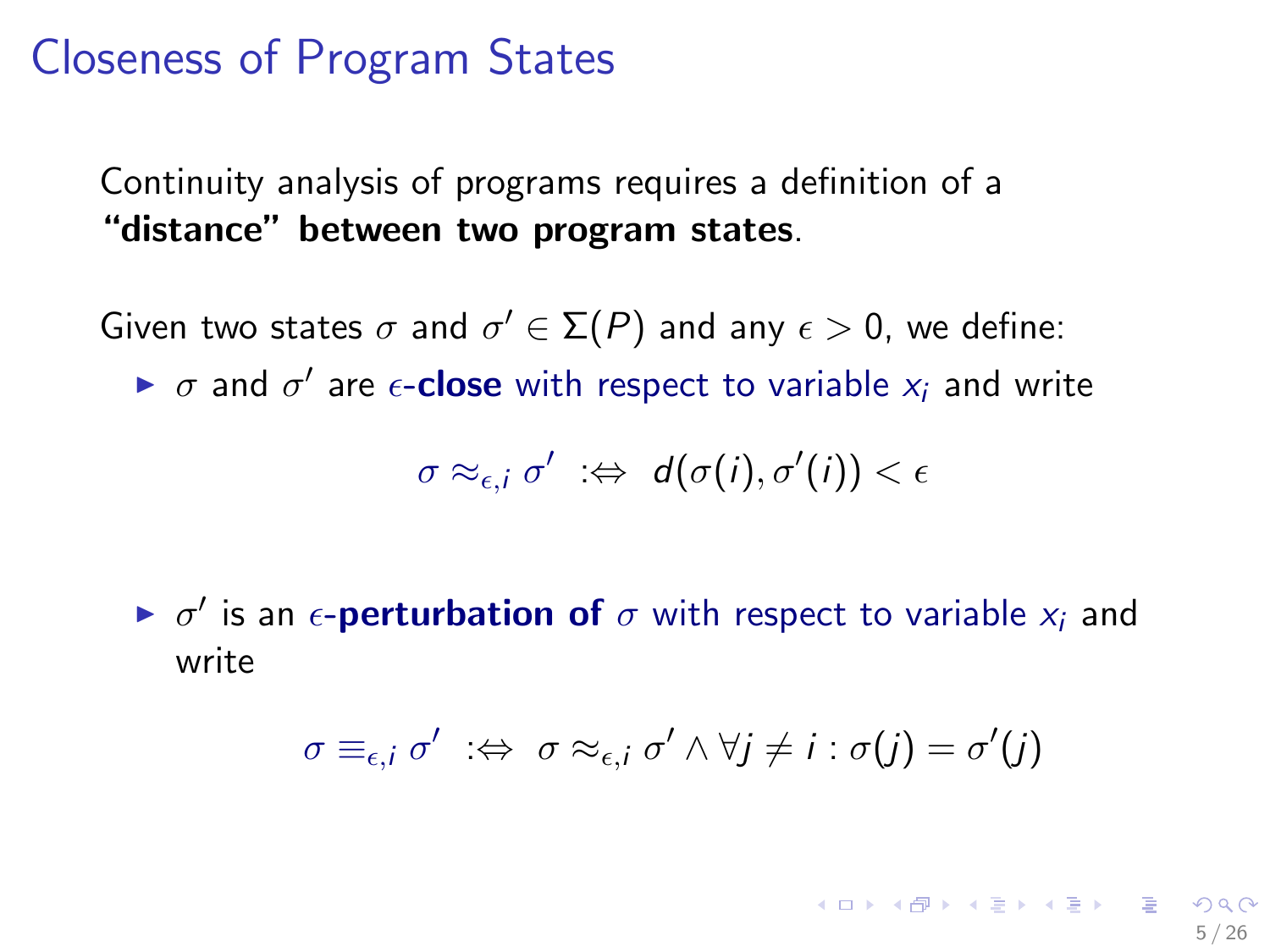# Closeness of Program States

Continuity analysis of programs requires a definition of a **"distance" between two program states**.

Given two states $\sigma$ and $\sigma' \in \Sigma(P)$ and any $\epsilon > 0$, we define:

- $\sigma$ and $\sigma'$ are $\epsilon$-**close** with respect to variable $x_i$ and write

$$\sigma \approx_{\epsilon,i} \sigma' \;:\Leftrightarrow\; d(\sigma(i), \sigma'(i)) < \epsilon$$

- $\sigma'$ is an $\epsilon$-**perturbation of** $\sigma$ with respect to variable $x_i$ and write

$$\sigma \equiv_{\epsilon,i} \sigma' \;:\Leftrightarrow\; \sigma \approx_{\epsilon,i} \sigma' \wedge \forall j \neq i : \sigma(j) = \sigma'(j)$$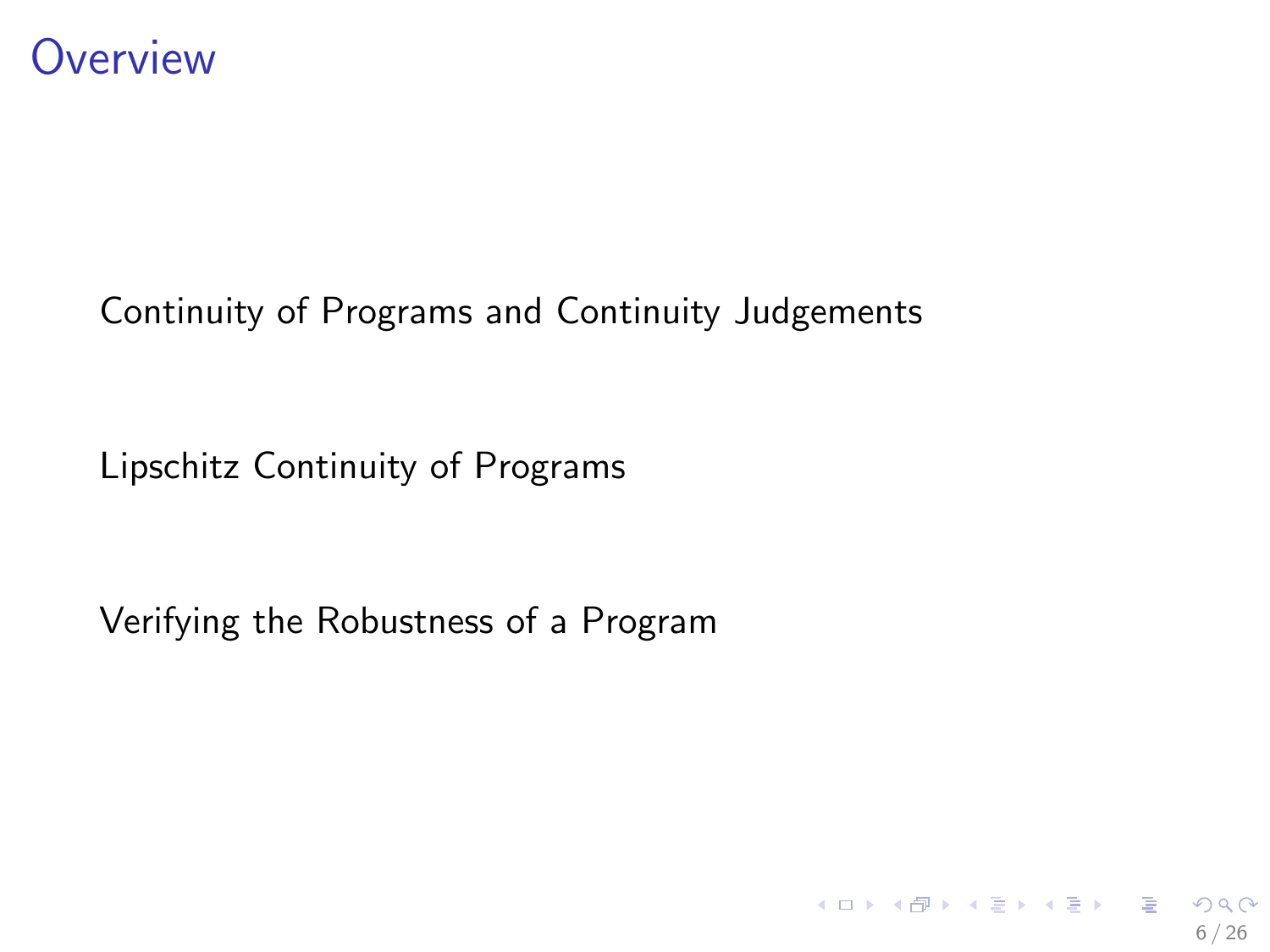# Overview

Continuity of Programs and Continuity Judgements

Lipschitz Continuity of Programs

Verifying the Robustness of a Program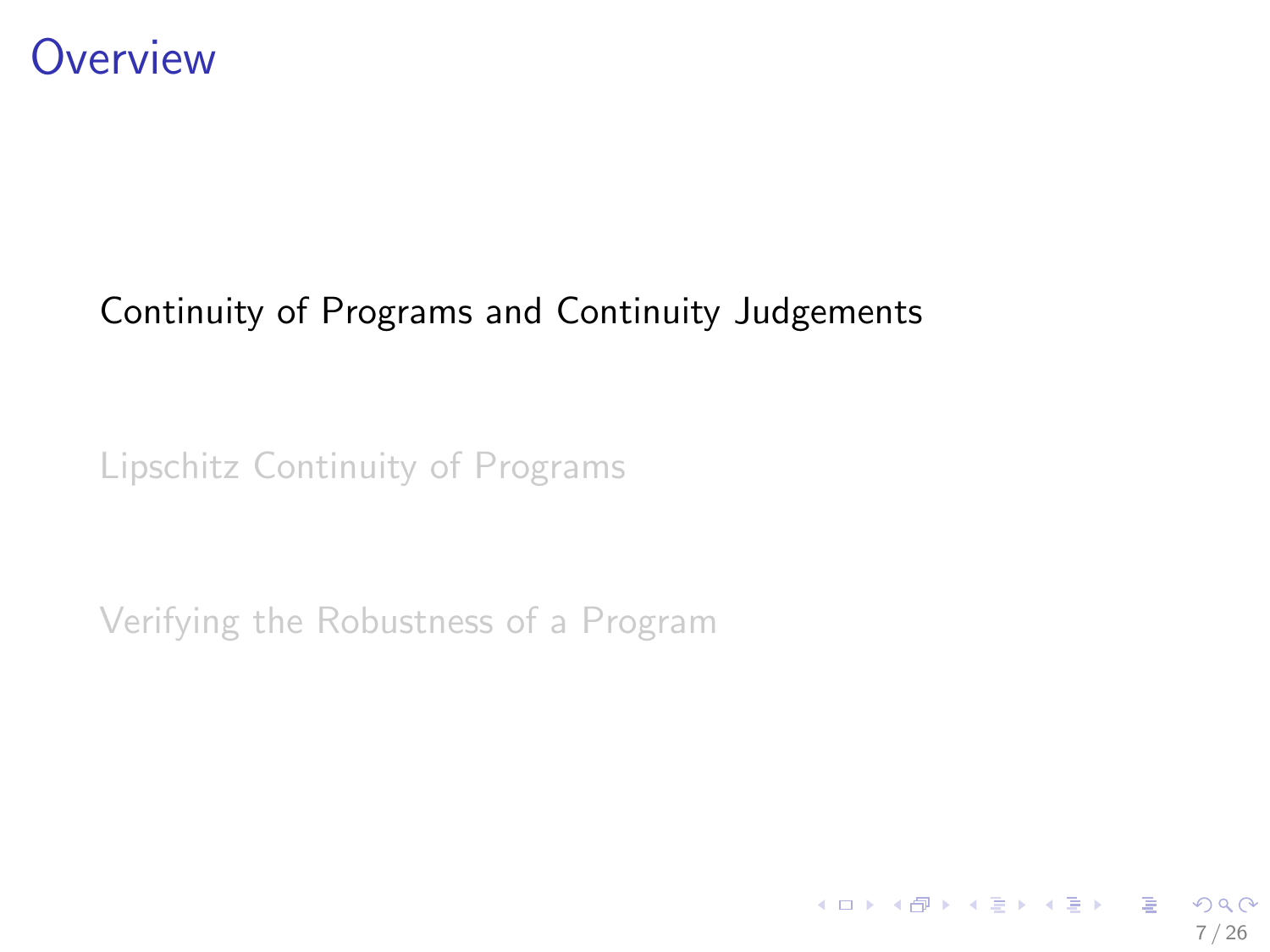# Overview

Continuity of Programs and Continuity Judgements

Lipschitz Continuity of Programs

Verifying the Robustness of a Program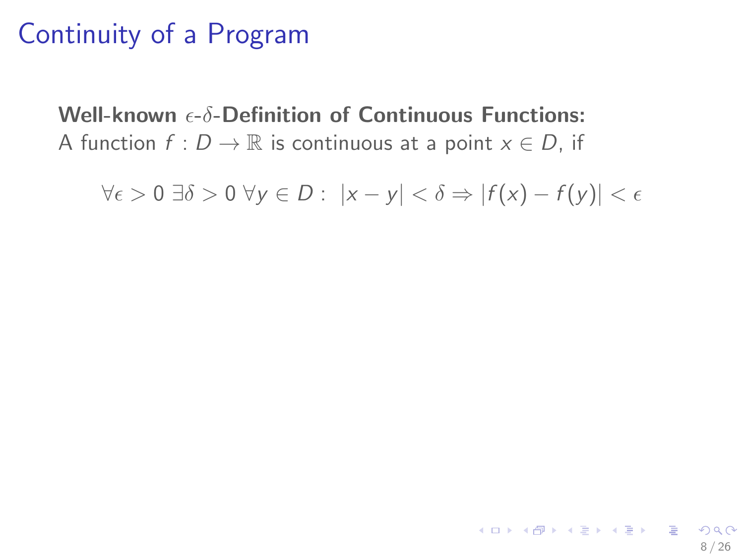# Continuity of a Program

**Well-known $\epsilon$-$\delta$-Definition of Continuous Functions:**
A function $f : D \to \mathbb{R}$ is continuous at a point $x \in D$, if

$$\forall \epsilon > 0 \ \exists \delta > 0 \ \forall y \in D : \ |x - y| < \delta \Rightarrow |f(x) - f(y)| < \epsilon$$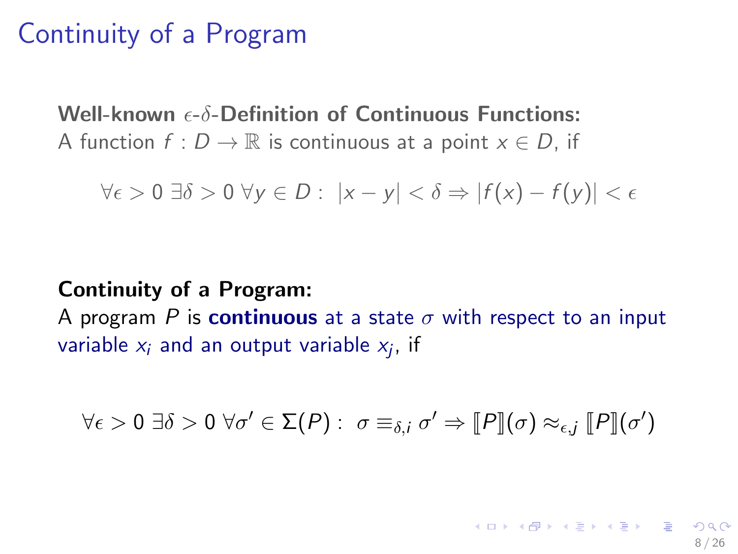# Continuity of a Program

**Well-known $\epsilon$-$\delta$-Definition of Continuous Functions:**
A function $f : D \to \mathbb{R}$ is continuous at a point $x \in D$, if

$$\forall \epsilon > 0\ \exists \delta > 0\ \forall y \in D :\ |x - y| < \delta \Rightarrow |f(x) - f(y)| < \epsilon$$

**Continuity of a Program:**
A program $P$ is **continuous** at a state $\sigma$ with respect to an input variable $x_i$ and an output variable $x_j$, if

$$\forall \epsilon > 0\ \exists \delta > 0\ \forall \sigma' \in \Sigma(P) :\ \sigma \equiv_{\delta,i} \sigma' \Rightarrow [\![P]\!](\sigma) \approx_{\epsilon,j} [\![P]\!](\sigma')$$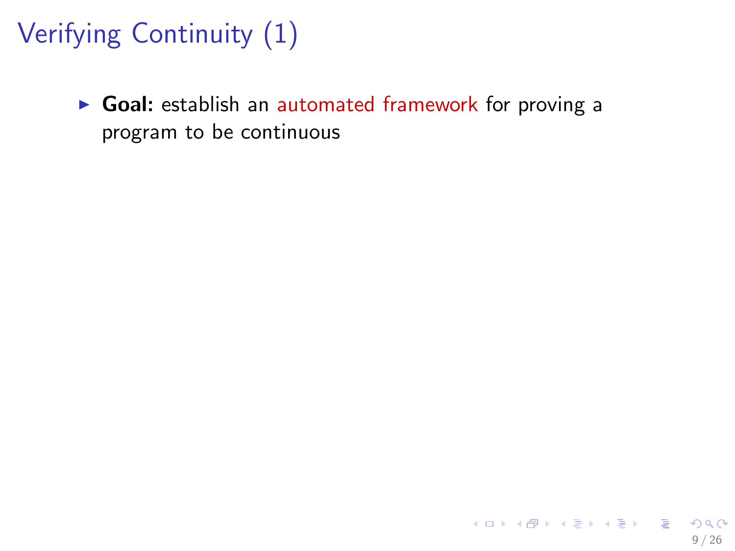# Verifying Continuity (1)

- **Goal:** establish an automated framework for proving a program to be continuous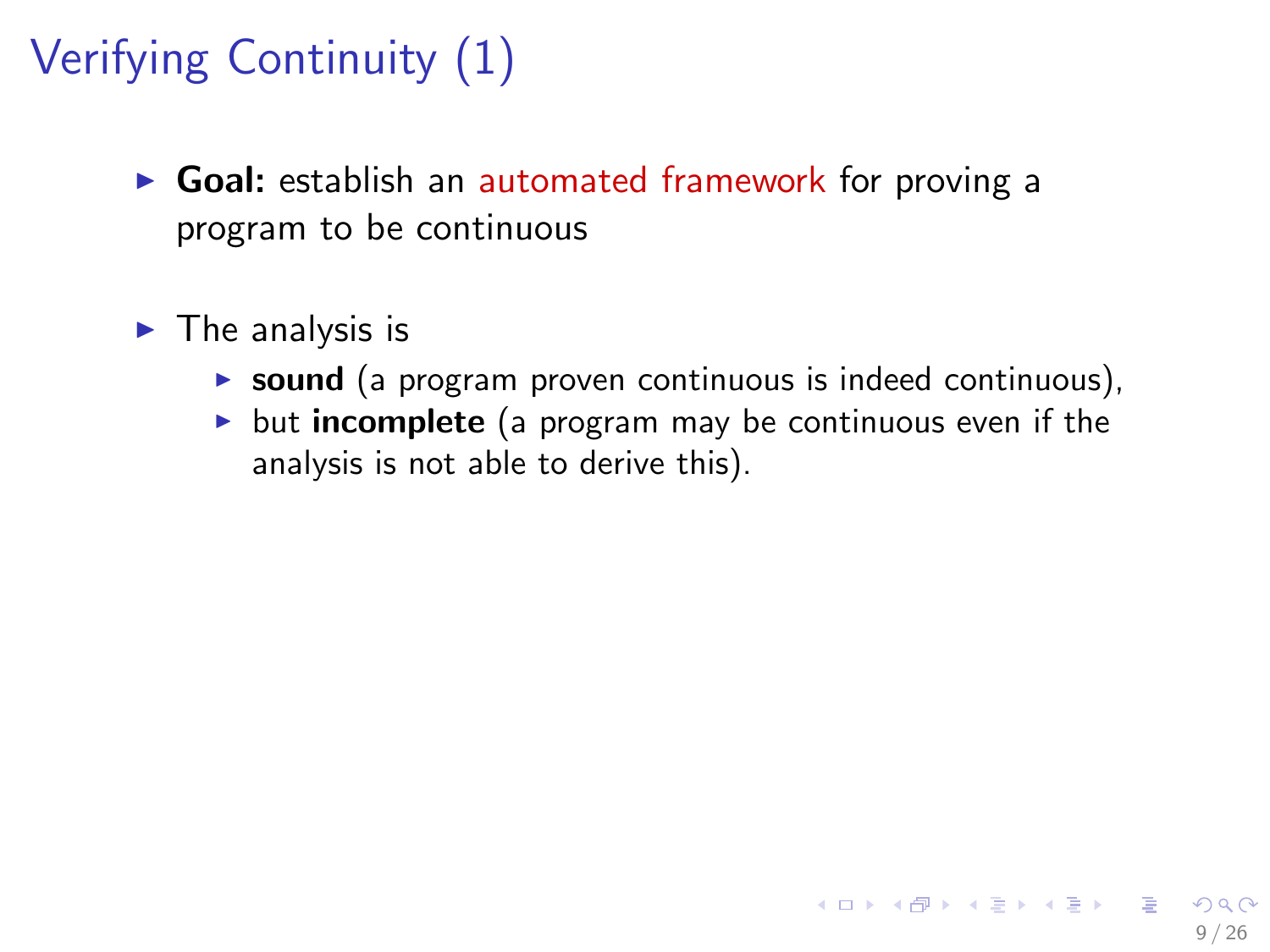# Verifying Continuity (1)

- **Goal:** establish an automated framework for proving a program to be continuous
- The analysis is
  - **sound** (a program proven continuous is indeed continuous),
  - but **incomplete** (a program may be continuous even if the analysis is not able to derive this).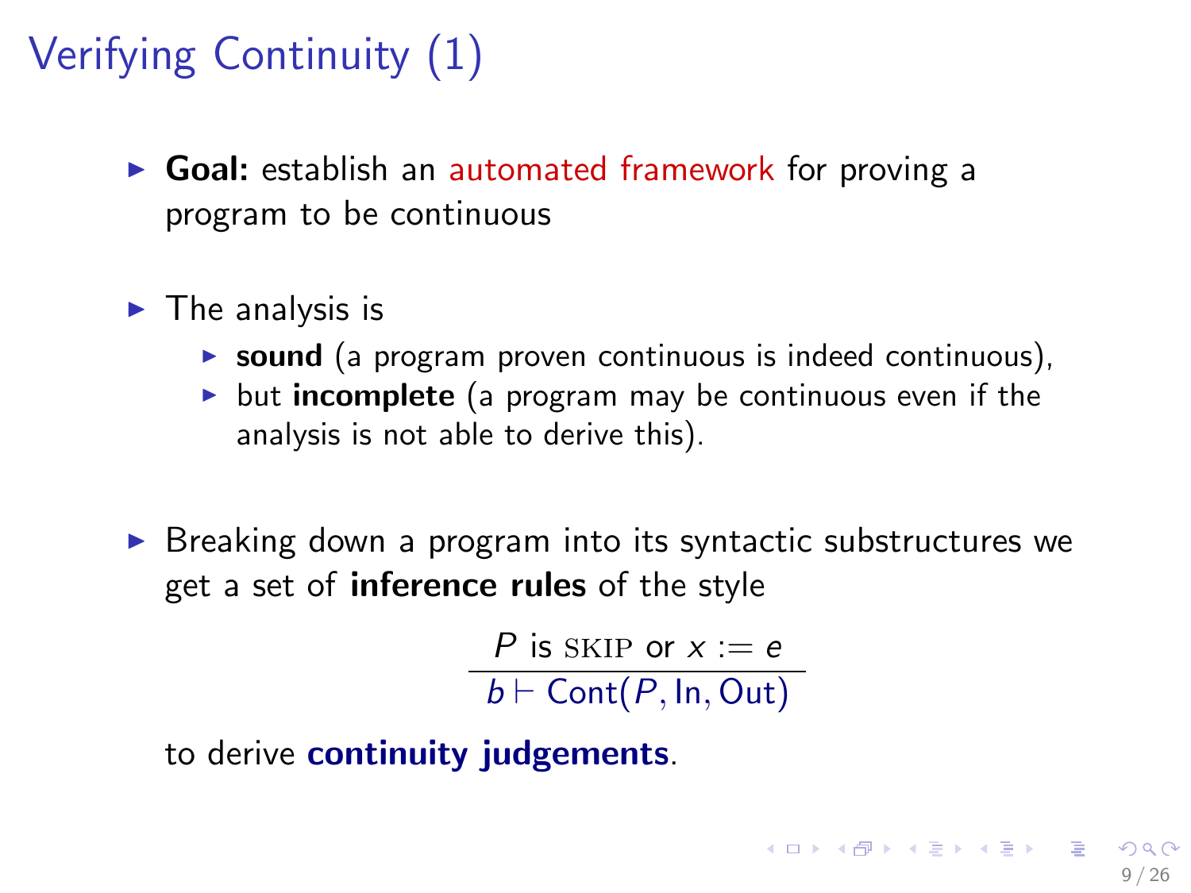# Verifying Continuity (1)

- **Goal:** establish an automated framework for proving a program to be continuous
- The analysis is
  - **sound** (a program proven continuous is indeed continuous),
  - but **incomplete** (a program may be continuous even if the analysis is not able to derive this).
- Breaking down a program into its syntactic substructures we get a set of **inference rules** of the style

$$\frac{P \text{ is } \textsc{skip} \text{ or } x := e}{b \vdash \mathrm{Cont}(P, \mathrm{In}, \mathrm{Out})}$$

to derive **continuity judgements**.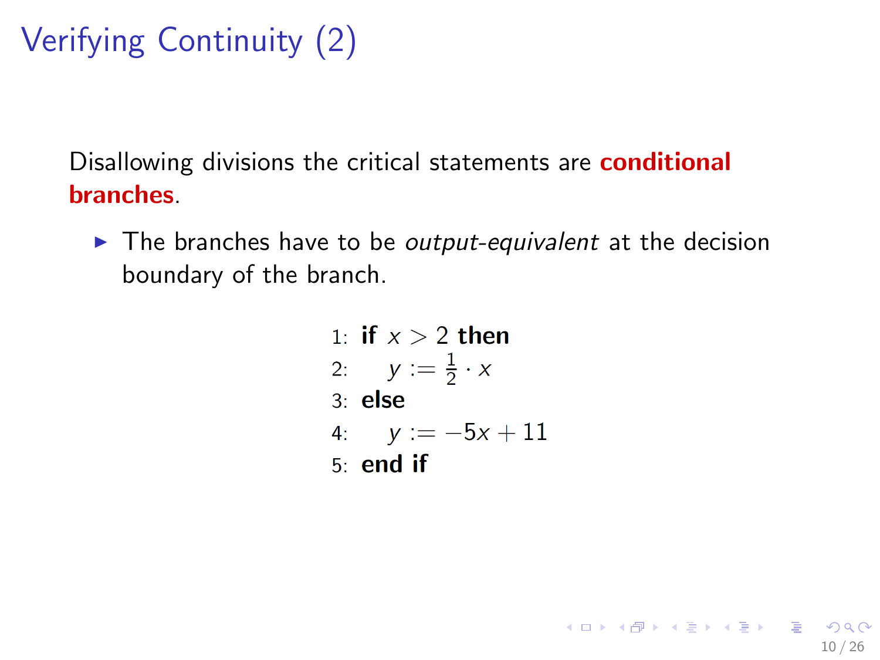# Verifying Continuity (2)

Disallowing divisions the critical statements are **conditional branches**.

- The branches have to be *output-equivalent* at the decision boundary of the branch.

```
1: if x > 2 then
2:     y := 1/2 · x
3: else
4:     y := −5x + 11
5: end if
```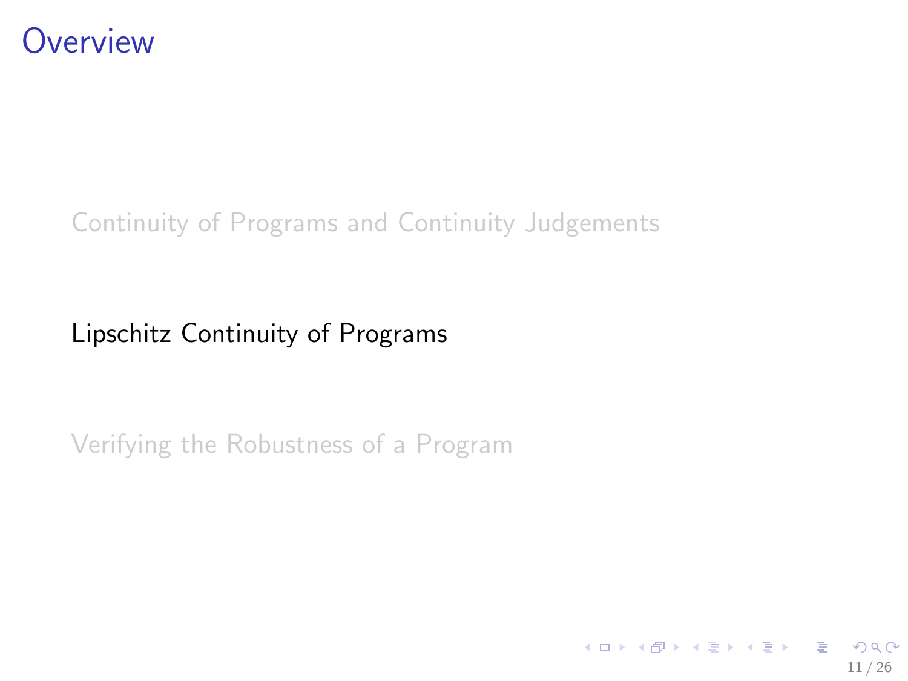# Overview

Continuity of Programs and Continuity Judgements

Lipschitz Continuity of Programs

Verifying the Robustness of a Program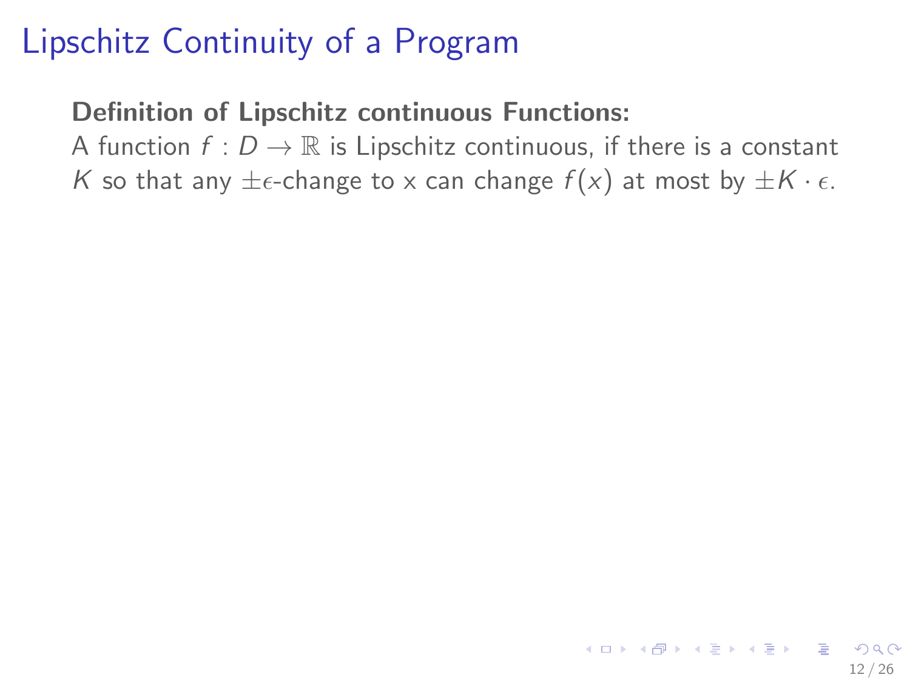# Lipschitz Continuity of a Program

**Definition of Lipschitz continuous Functions:**

A function $f : D \to \mathbb{R}$ is Lipschitz continuous, if there is a constant $K$ so that any $\pm\epsilon$-change to x can change $f(x)$ at most by $\pm K \cdot \epsilon$.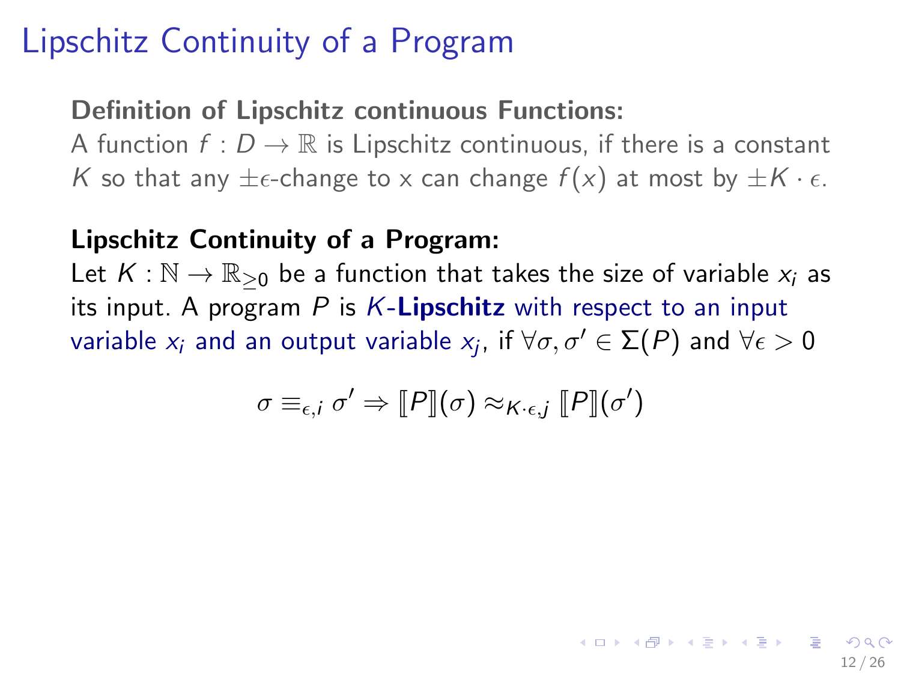# Lipschitz Continuity of a Program

**Definition of Lipschitz continuous Functions:**

A function $f : D \to \mathbb{R}$ is Lipschitz continuous, if there is a constant $K$ so that any $\pm\epsilon$-change to x can change $f(x)$ at most by $\pm K \cdot \epsilon$.

**Lipschitz Continuity of a Program:**

Let $K : \mathbb{N} \to \mathbb{R}_{\geq 0}$ be a function that takes the size of variable $x_i$ as its input. A program $P$ is $K$-**Lipschitz** with respect to an input variable $x_i$ and an output variable $x_j$, if $\forall \sigma, \sigma' \in \Sigma(P)$ and $\forall \epsilon > 0$

$$\sigma \equiv_{\epsilon,i} \sigma' \Rightarrow [\![P]\!](\sigma) \approx_{K\cdot\epsilon,j} [\![P]\!](\sigma')$$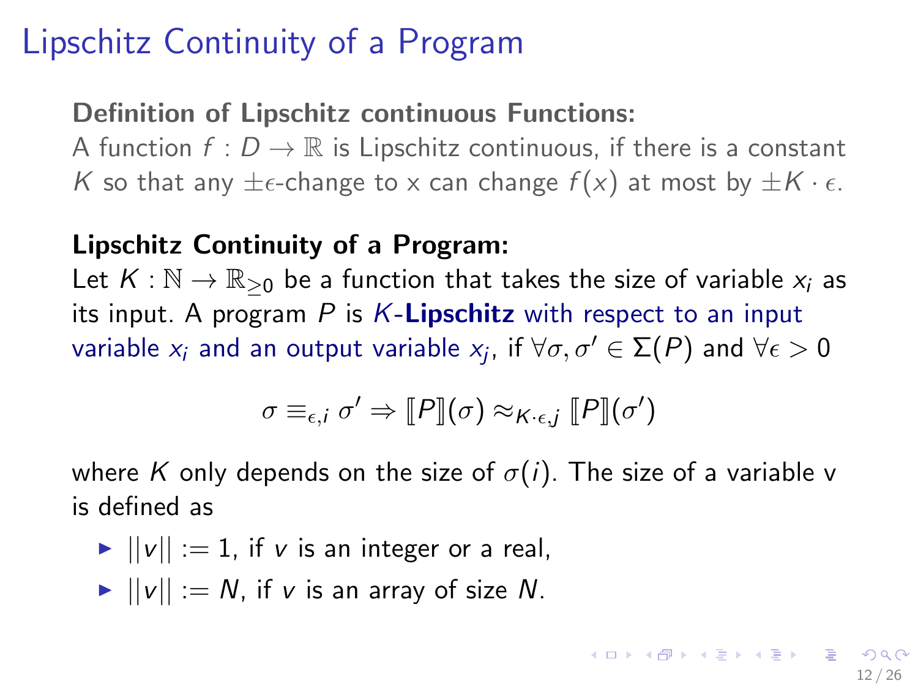# Lipschitz Continuity of a Program

**Definition of Lipschitz continuous Functions:**
A function $f : D \to \mathbb{R}$ is Lipschitz continuous, if there is a constant $K$ so that any $\pm\epsilon$-change to x can change $f(x)$ at most by $\pm K \cdot \epsilon$.

**Lipschitz Continuity of a Program:**
Let $K : \mathbb{N} \to \mathbb{R}_{\geq 0}$ be a function that takes the size of variable $x_i$ as its input. A program $P$ is $K$-**Lipschitz** with respect to an input variable $x_i$ and an output variable $x_j$, if $\forall \sigma, \sigma' \in \Sigma(P)$ and $\forall \epsilon > 0$

$$\sigma \equiv_{\epsilon,i} \sigma' \Rightarrow [\![P]\!](\sigma) \approx_{K \cdot \epsilon, j} [\![P]\!](\sigma')$$

where $K$ only depends on the size of $\sigma(i)$. The size of a variable v is defined as

- $||v|| := 1$, if $v$ is an integer or a real,
- $||v|| := N$, if $v$ is an array of size $N$.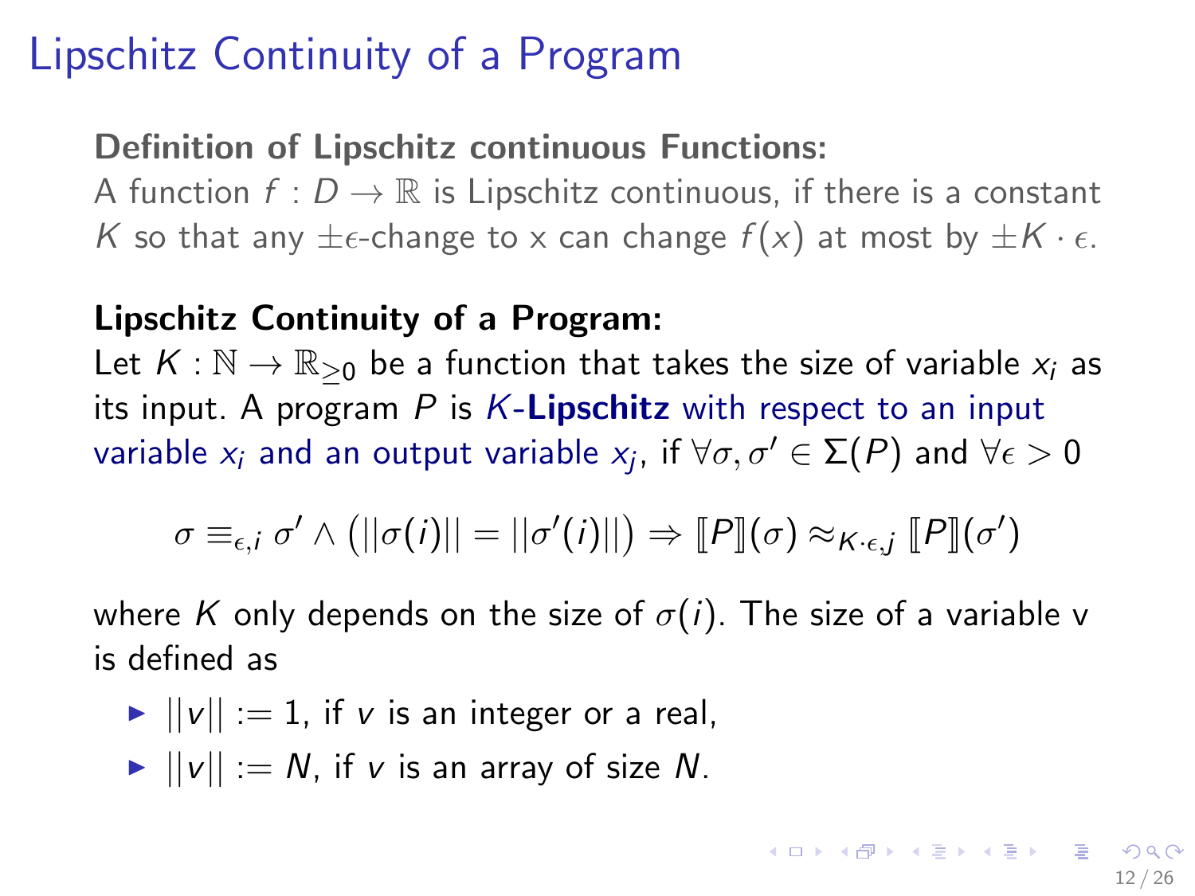# Lipschitz Continuity of a Program

**Definition of Lipschitz continuous Functions:**

A function $f : D \rightarrow \mathbb{R}$ is Lipschitz continuous, if there is a constant $K$ so that any $\pm\epsilon$-change to x can change $f(x)$ at most by $\pm K \cdot \epsilon$.

**Lipschitz Continuity of a Program:**

Let $K : \mathbb{N} \rightarrow \mathbb{R}_{\geq 0}$ be a function that takes the size of variable $x_i$ as its input. A program $P$ is $K$-**Lipschitz** with respect to an input variable $x_i$ and an output variable $x_j$, if $\forall \sigma, \sigma' \in \Sigma(P)$ and $\forall \epsilon > 0$

$$\sigma \equiv_{\epsilon,i} \sigma' \wedge \left(||\sigma(i)|| = ||\sigma'(i)||\right) \Rightarrow [\![P]\!](\sigma) \approx_{K\cdot\epsilon,j} [\![P]\!](\sigma')$$

where $K$ only depends on the size of $\sigma(i)$. The size of a variable v is defined as

- $||v|| := 1$, if $v$ is an integer or a real,
- $||v|| := N$, if $v$ is an array of size $N$.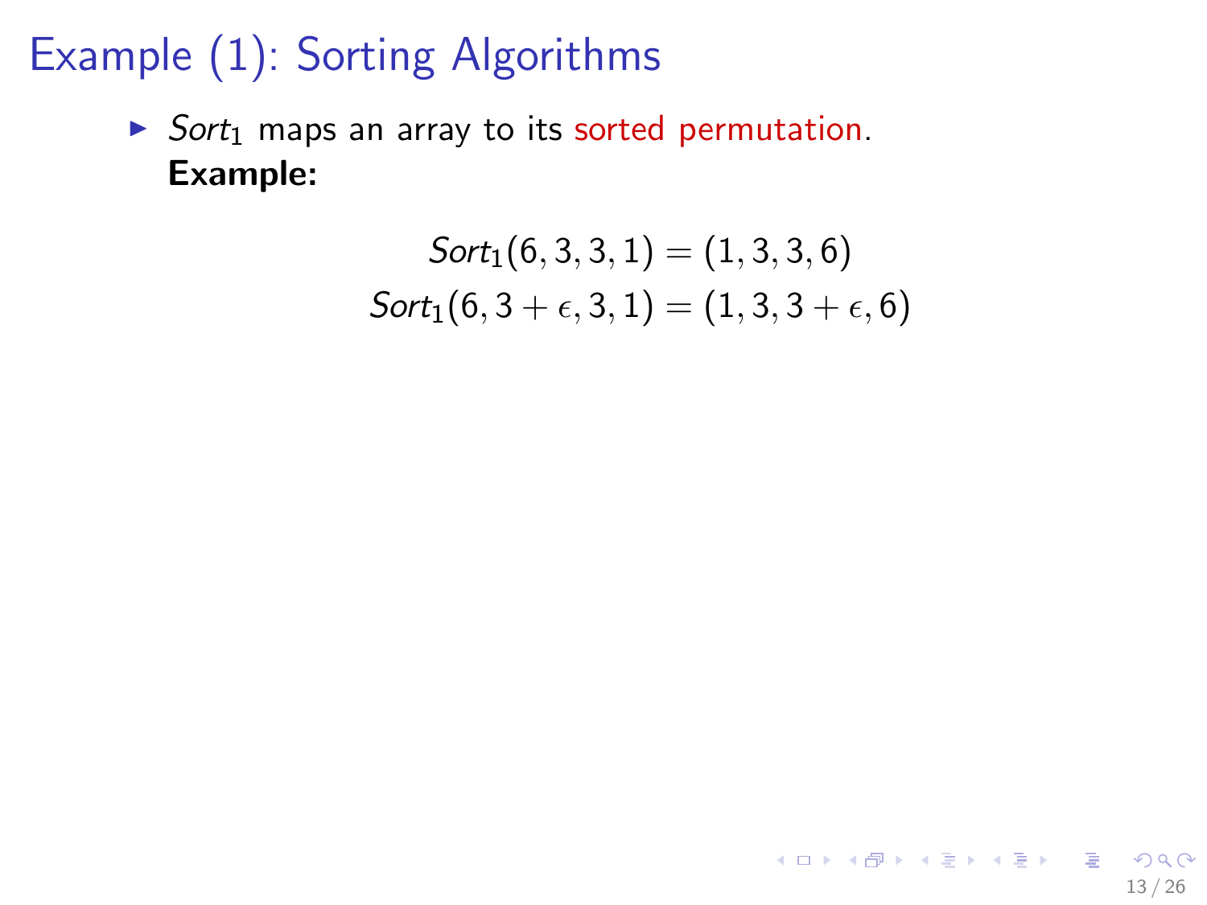# Example (1): Sorting Algorithms

- $Sort_1$ maps an array to its sorted permutation.
  **Example:**

$$Sort_1(6, 3, 3, 1) = (1, 3, 3, 6)$$
$$Sort_1(6, 3 + \epsilon, 3, 1) = (1, 3, 3 + \epsilon, 6)$$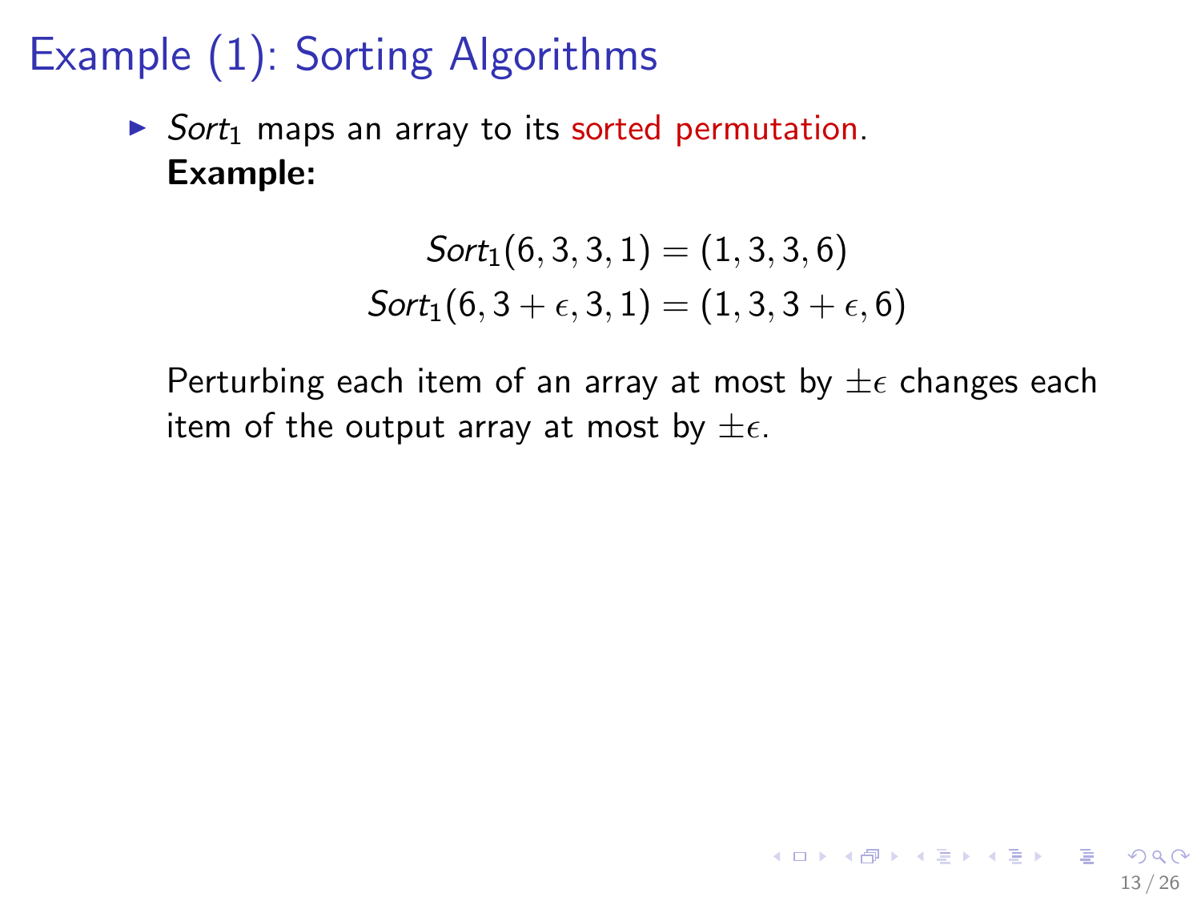# Example (1): Sorting Algorithms

- $Sort_1$ maps an array to its sorted permutation.

  **Example:**

$$Sort_1(6, 3, 3, 1) = (1, 3, 3, 6)$$
$$Sort_1(6, 3 + \epsilon, 3, 1) = (1, 3, 3 + \epsilon, 6)$$

  Perturbing each item of an array at most by $\pm\epsilon$ changes each item of the output array at most by $\pm\epsilon$.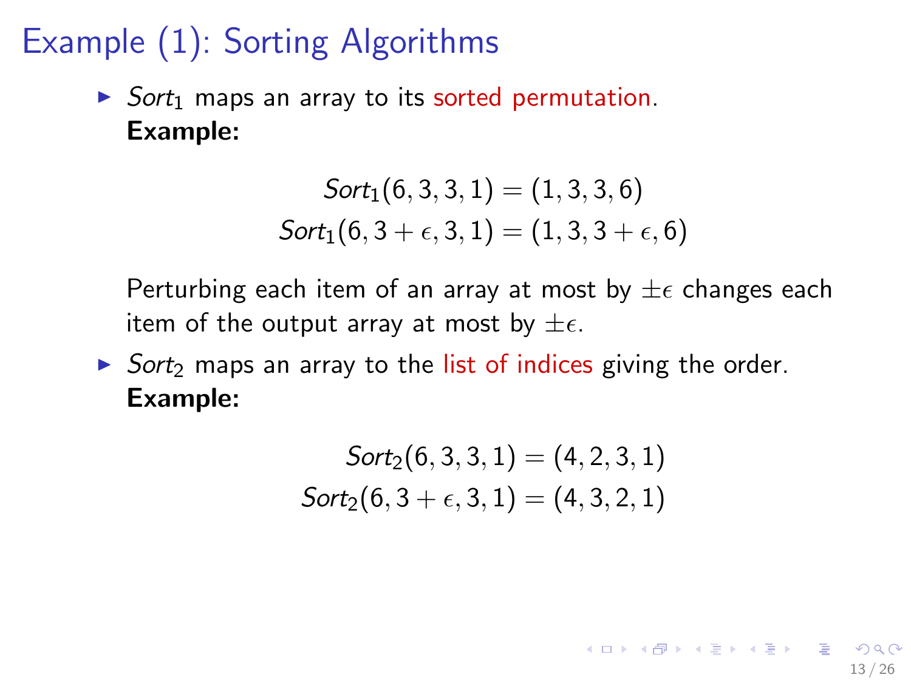# Example (1): Sorting Algorithms

- *$Sort_1$* maps an array to its sorted permutation.
  **Example:**

$$Sort_1(6, 3, 3, 1) = (1, 3, 3, 6)$$
$$Sort_1(6, 3 + \epsilon, 3, 1) = (1, 3, 3 + \epsilon, 6)$$

  Perturbing each item of an array at most by $\pm\epsilon$ changes each item of the output array at most by $\pm\epsilon$.

- *$Sort_2$* maps an array to the list of indices giving the order.
  **Example:**

$$Sort_2(6, 3, 3, 1) = (4, 2, 3, 1)$$
$$Sort_2(6, 3 + \epsilon, 3, 1) = (4, 3, 2, 1)$$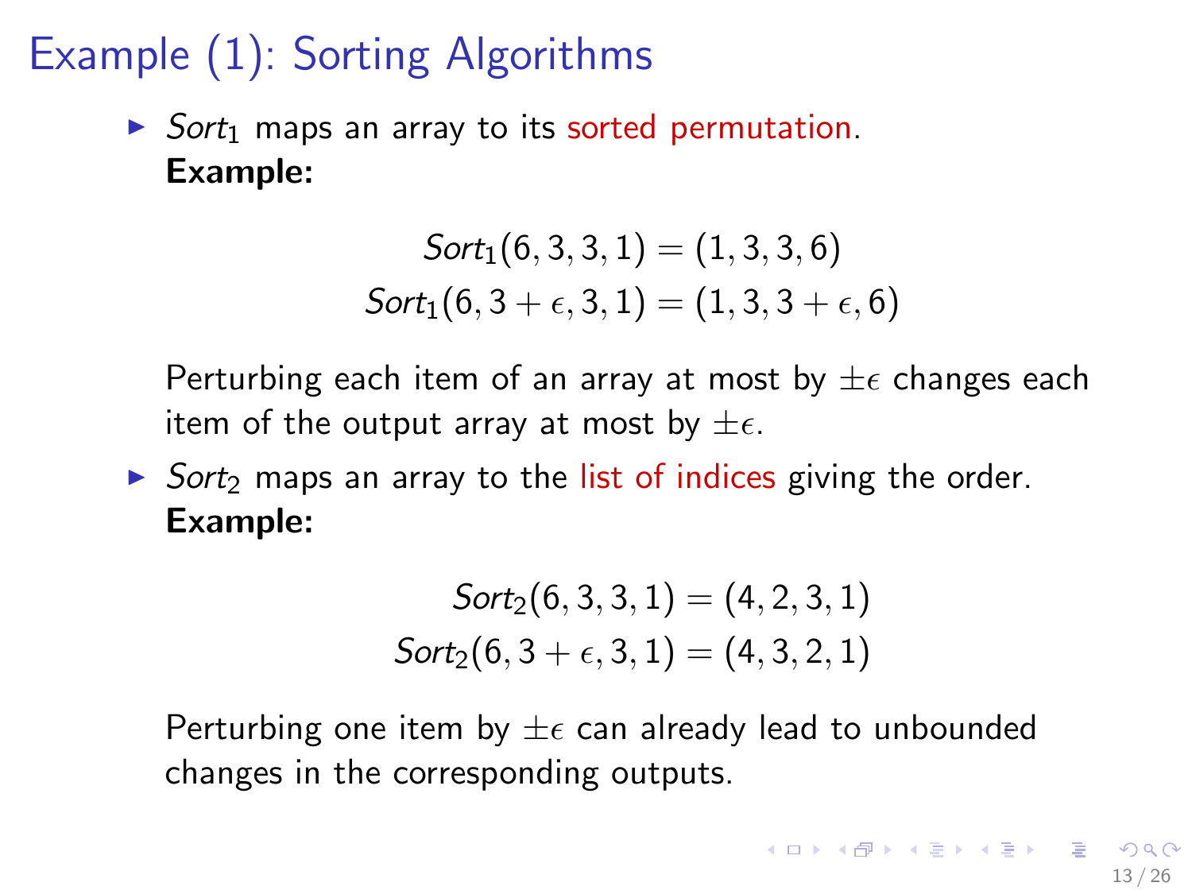# Example (1): Sorting Algorithms

- *$Sort_1$* maps an array to its sorted permutation.
  **Example:**

$$Sort_1(6, 3, 3, 1) = (1, 3, 3, 6)$$
$$Sort_1(6, 3 + \epsilon, 3, 1) = (1, 3, 3 + \epsilon, 6)$$

  Perturbing each item of an array at most by $\pm\epsilon$ changes each item of the output array at most by $\pm\epsilon$.

- *$Sort_2$* maps an array to the list of indices giving the order.
  **Example:**

$$Sort_2(6, 3, 3, 1) = (4, 2, 3, 1)$$
$$Sort_2(6, 3 + \epsilon, 3, 1) = (4, 3, 2, 1)$$

  Perturbing one item by $\pm\epsilon$ can already lead to unbounded changes in the corresponding outputs.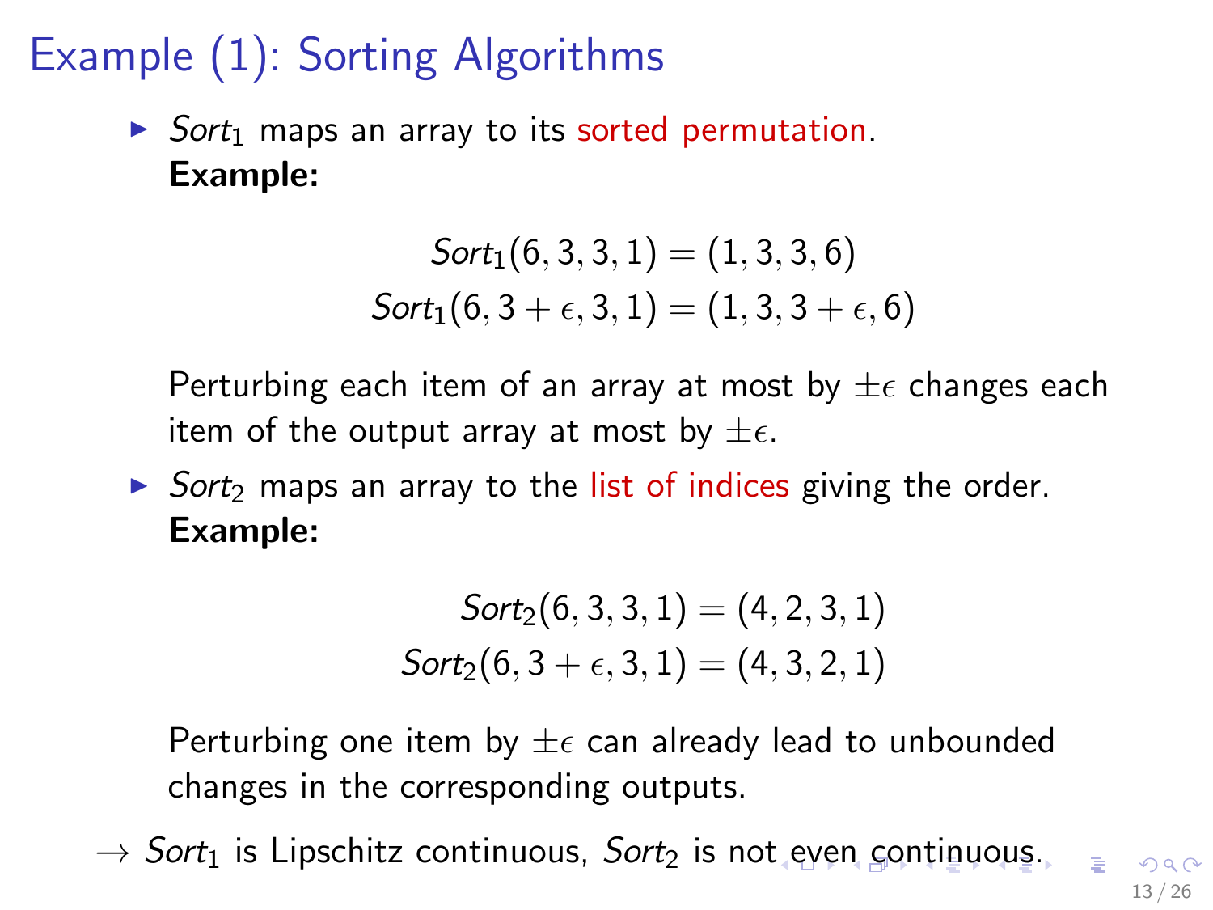# Example (1): Sorting Algorithms

- *Sort*$_1$ maps an array to its sorted permutation.
  **Example:**

$$Sort_1(6,3,3,1) = (1,3,3,6)$$
$$Sort_1(6,3+\epsilon,3,1) = (1,3,3+\epsilon,6)$$

  Perturbing each item of an array at most by $\pm\epsilon$ changes each item of the output array at most by $\pm\epsilon$.

- *Sort*$_2$ maps an array to the list of indices giving the order.
  **Example:**

$$Sort_2(6,3,3,1) = (4,2,3,1)$$
$$Sort_2(6,3+\epsilon,3,1) = (4,3,2,1)$$

  Perturbing one item by $\pm\epsilon$ can already lead to unbounded changes in the corresponding outputs.

$\rightarrow$ *Sort*$_1$ is Lipschitz continuous, *Sort*$_2$ is not even continuous.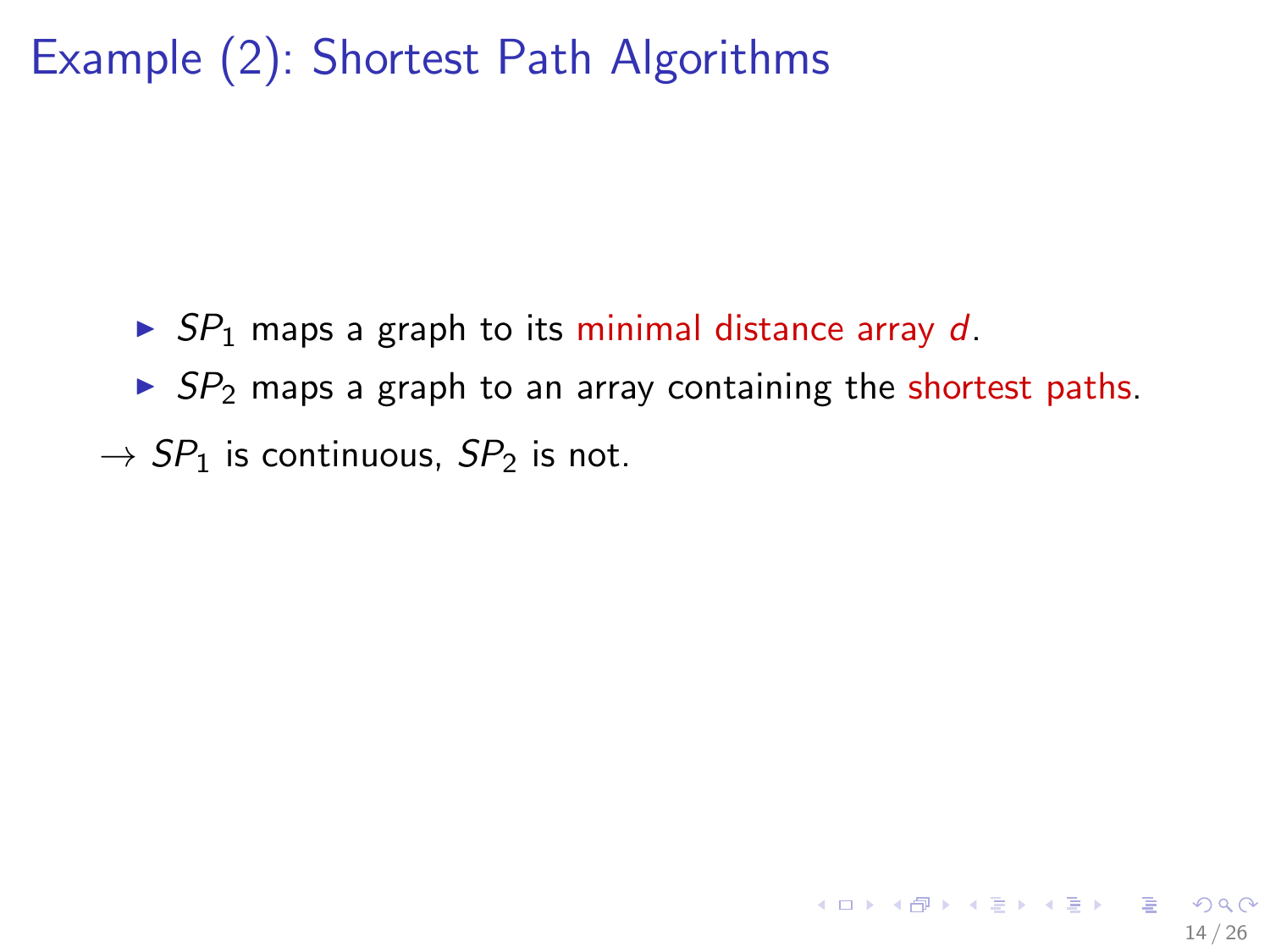# Example (2): Shortest Path Algorithms

- $SP_1$ maps a graph to its minimal distance array $d$.
- $SP_2$ maps a graph to an array containing the shortest paths.

$\rightarrow$ $SP_1$ is continuous, $SP_2$ is not.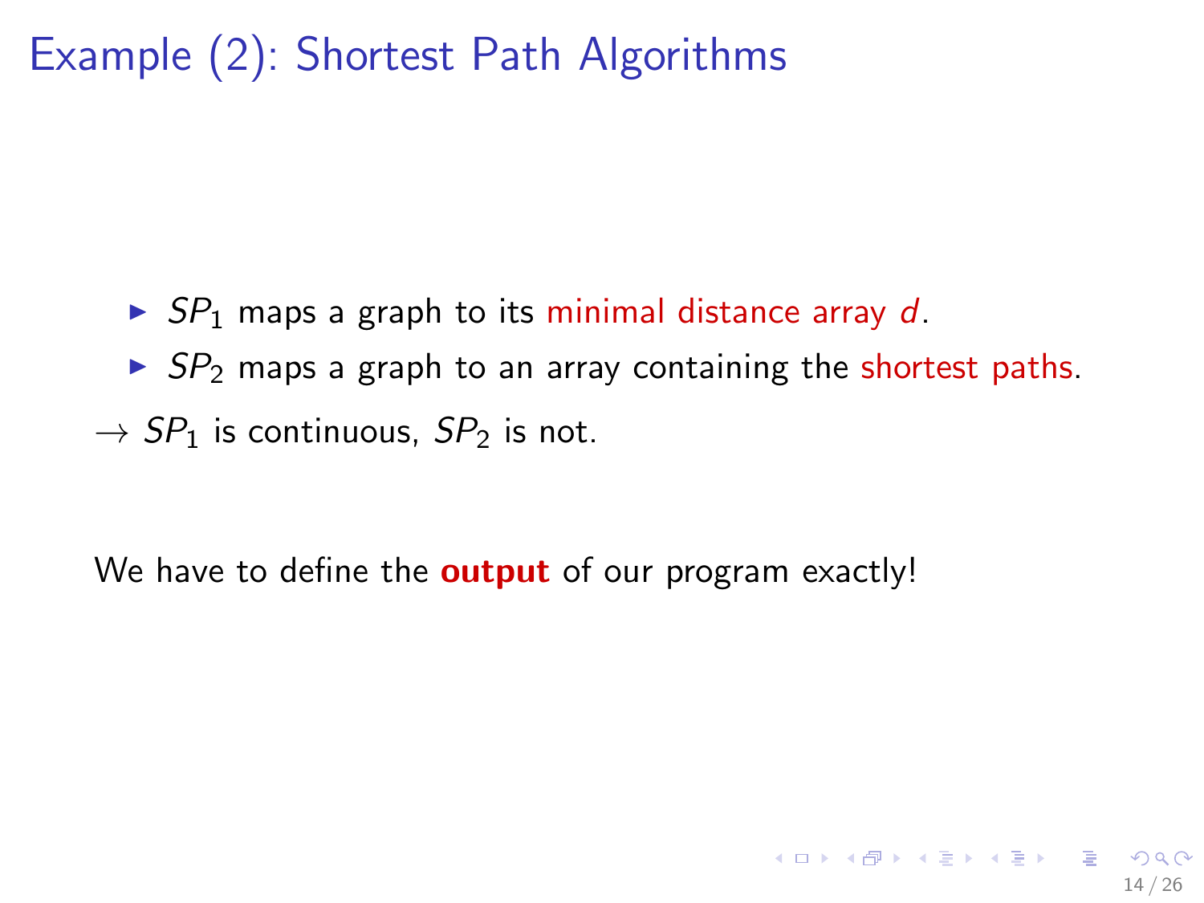# Example (2): Shortest Path Algorithms

- $SP_1$ maps a graph to its minimal distance array $d$.
- $SP_2$ maps a graph to an array containing the shortest paths.

$\rightarrow$ $SP_1$ is continuous, $SP_2$ is not.

We have to define the **output** of our program exactly!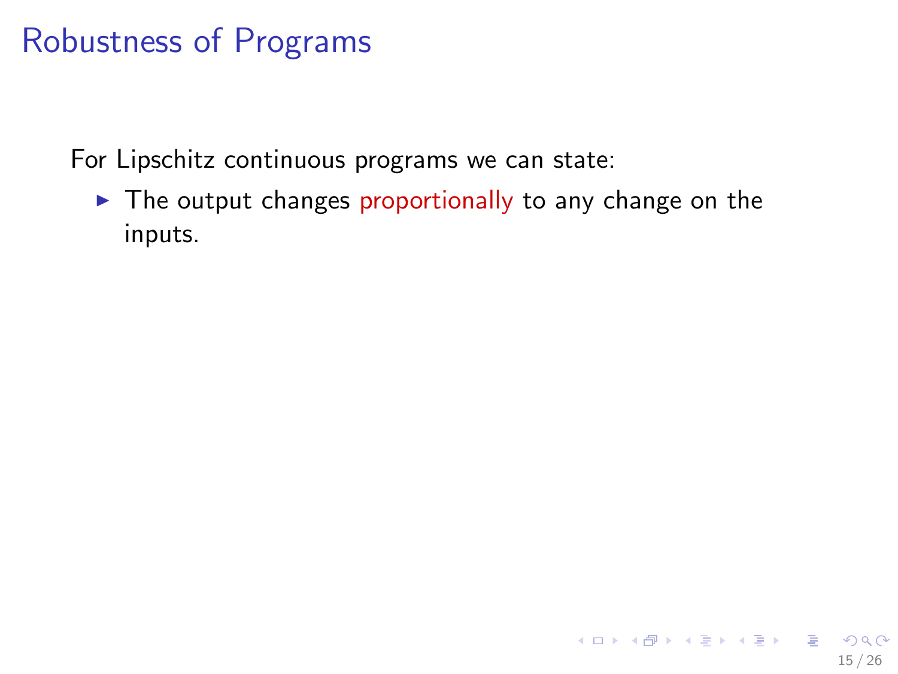# Robustness of Programs

For Lipschitz continuous programs we can state:

- The output changes proportionally to any change on the inputs.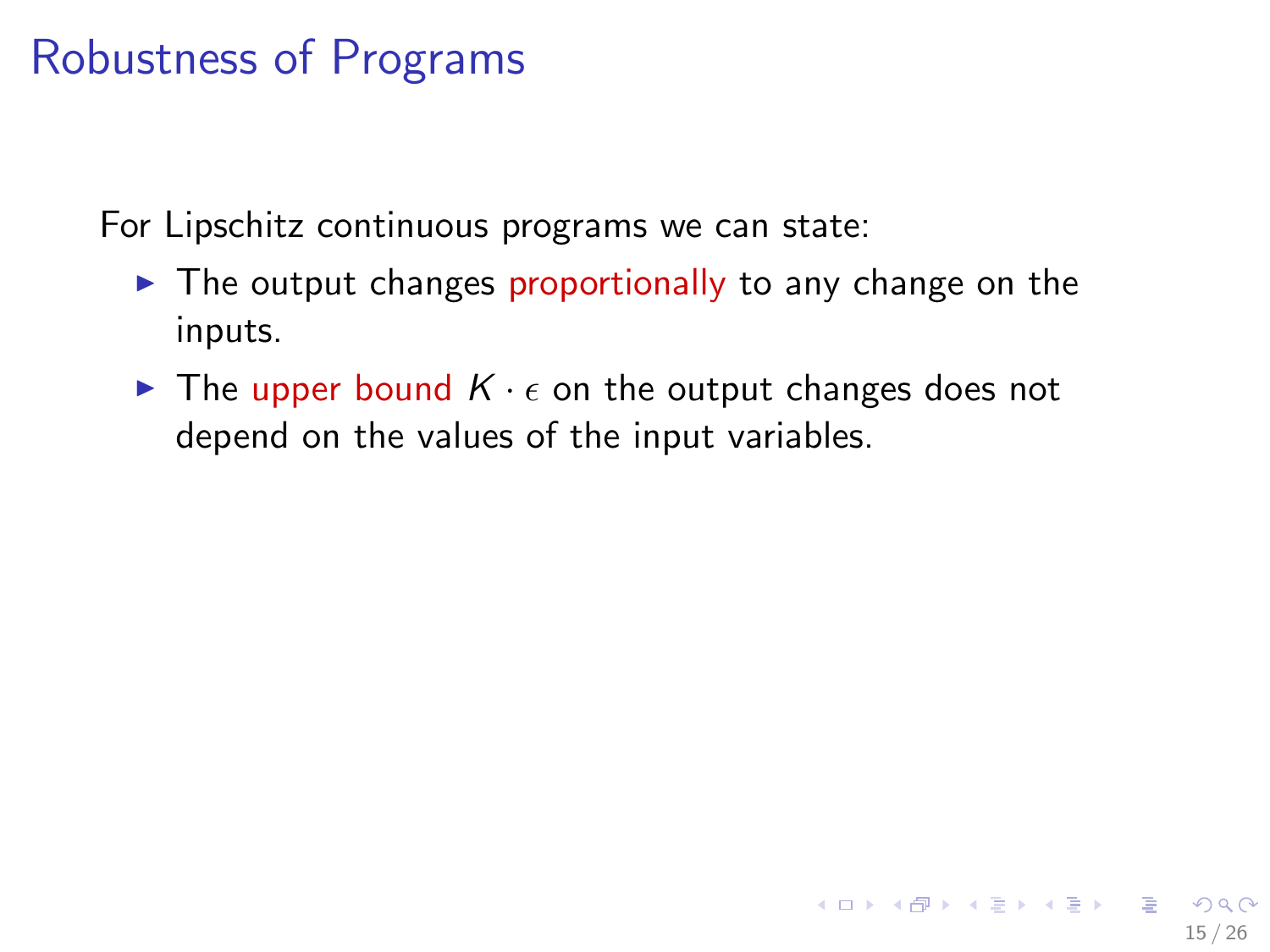# Robustness of Programs

For Lipschitz continuous programs we can state:

- The output changes **proportionally** to any change on the inputs.
- The **upper bound** $K \cdot \epsilon$ on the output changes does not depend on the values of the input variables.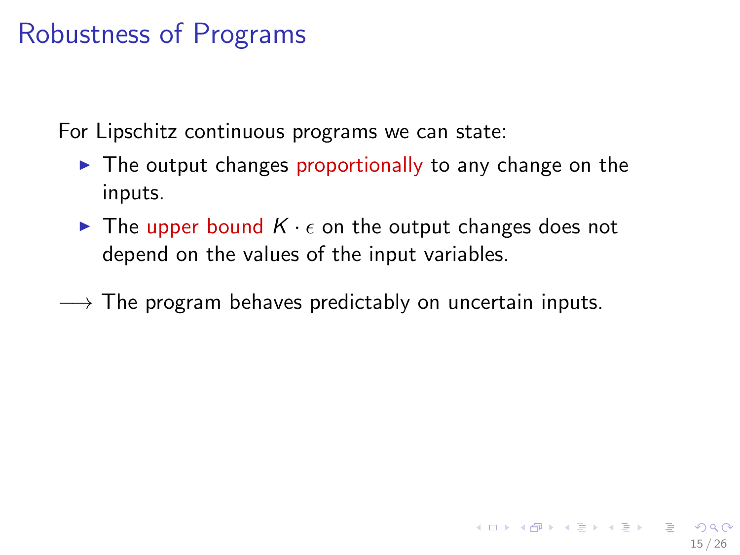# Robustness of Programs

For Lipschitz continuous programs we can state:

- The output changes proportionally to any change on the inputs.
- The upper bound $K \cdot \epsilon$ on the output changes does not depend on the values of the input variables.

$\longrightarrow$ The program behaves predictably on uncertain inputs.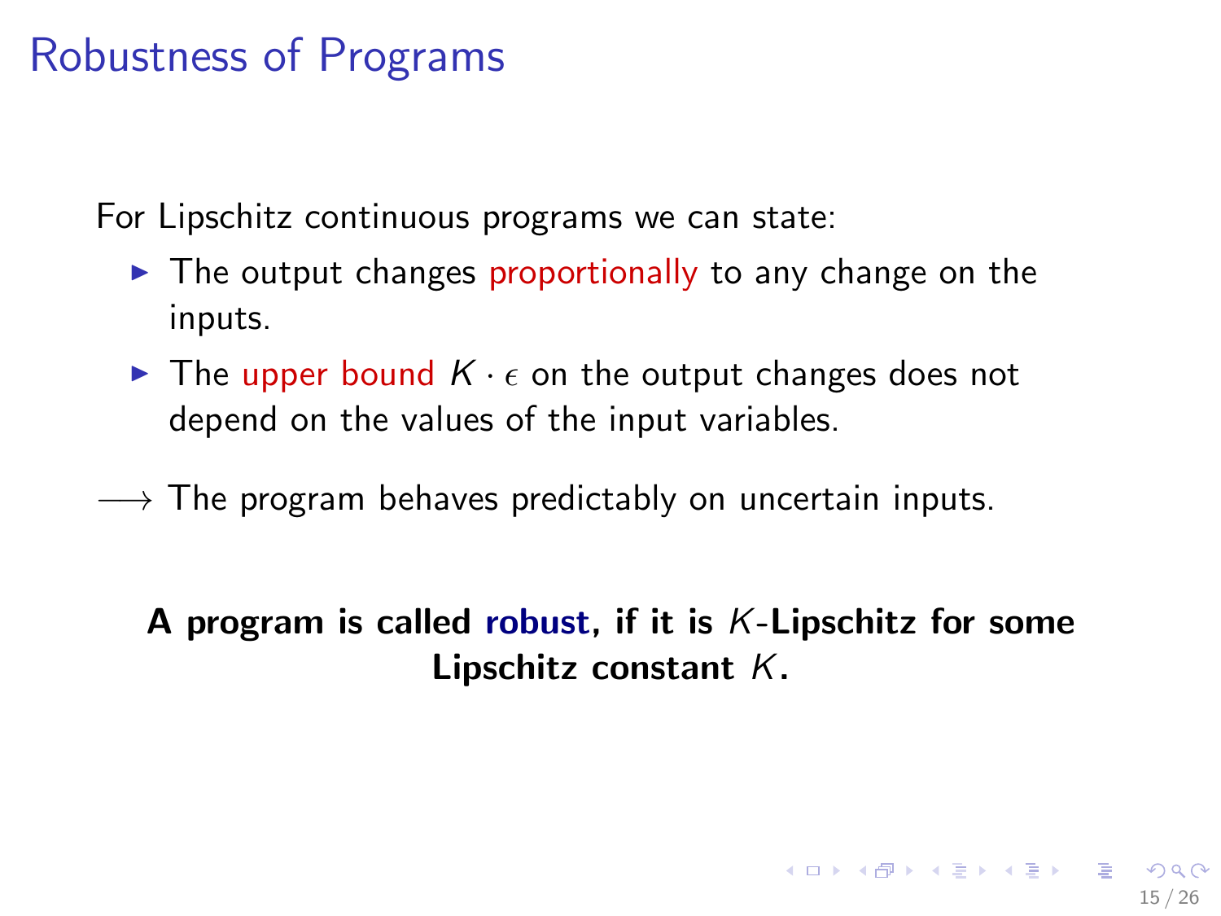# Robustness of Programs

For Lipschitz continuous programs we can state:

- The output changes proportionally to any change on the inputs.
- The upper bound $K \cdot \epsilon$ on the output changes does not depend on the values of the input variables.

$\longrightarrow$ The program behaves predictably on uncertain inputs.

**A program is called robust, if it is $K$-Lipschitz for some Lipschitz constant $K$.**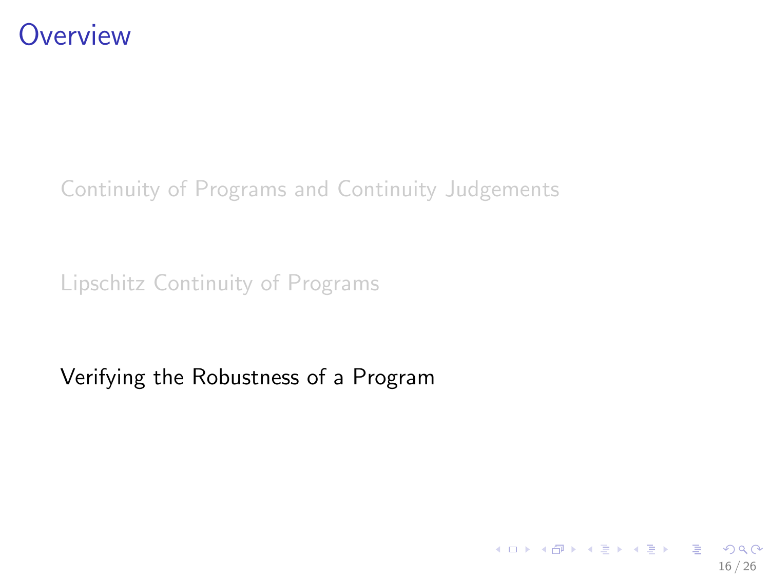# Overview

Continuity of Programs and Continuity Judgements

Lipschitz Continuity of Programs

Verifying the Robustness of a Program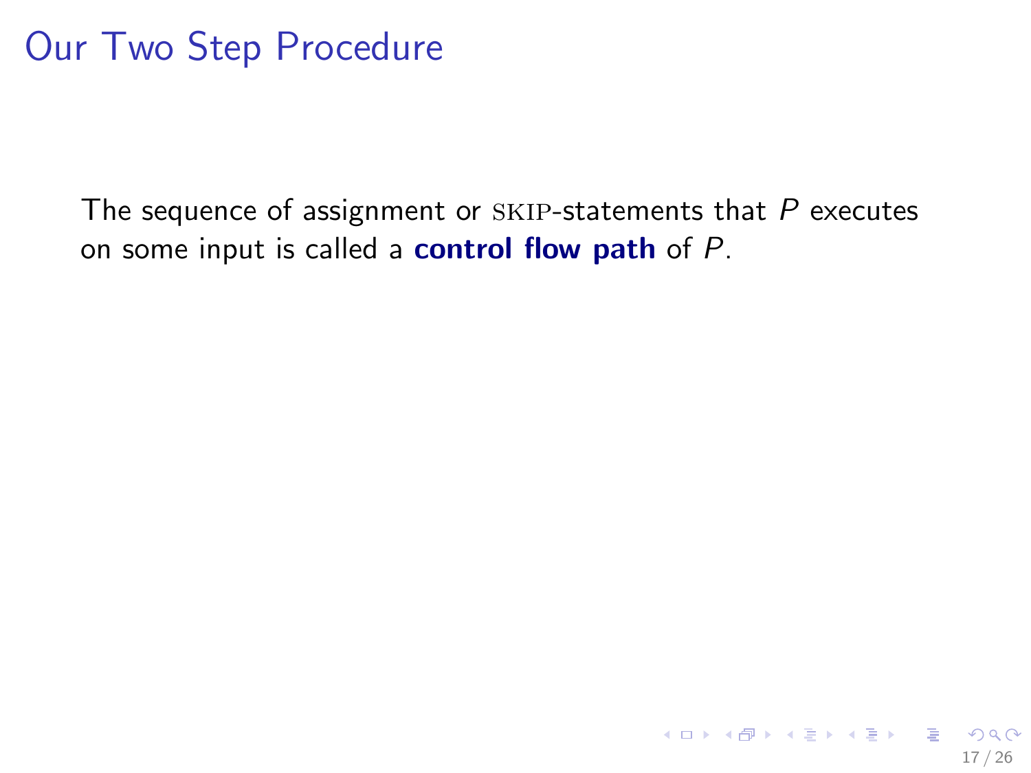# Our Two Step Procedure

The sequence of assignment or SKIP-statements that $P$ executes on some input is called a **control flow path** of $P$.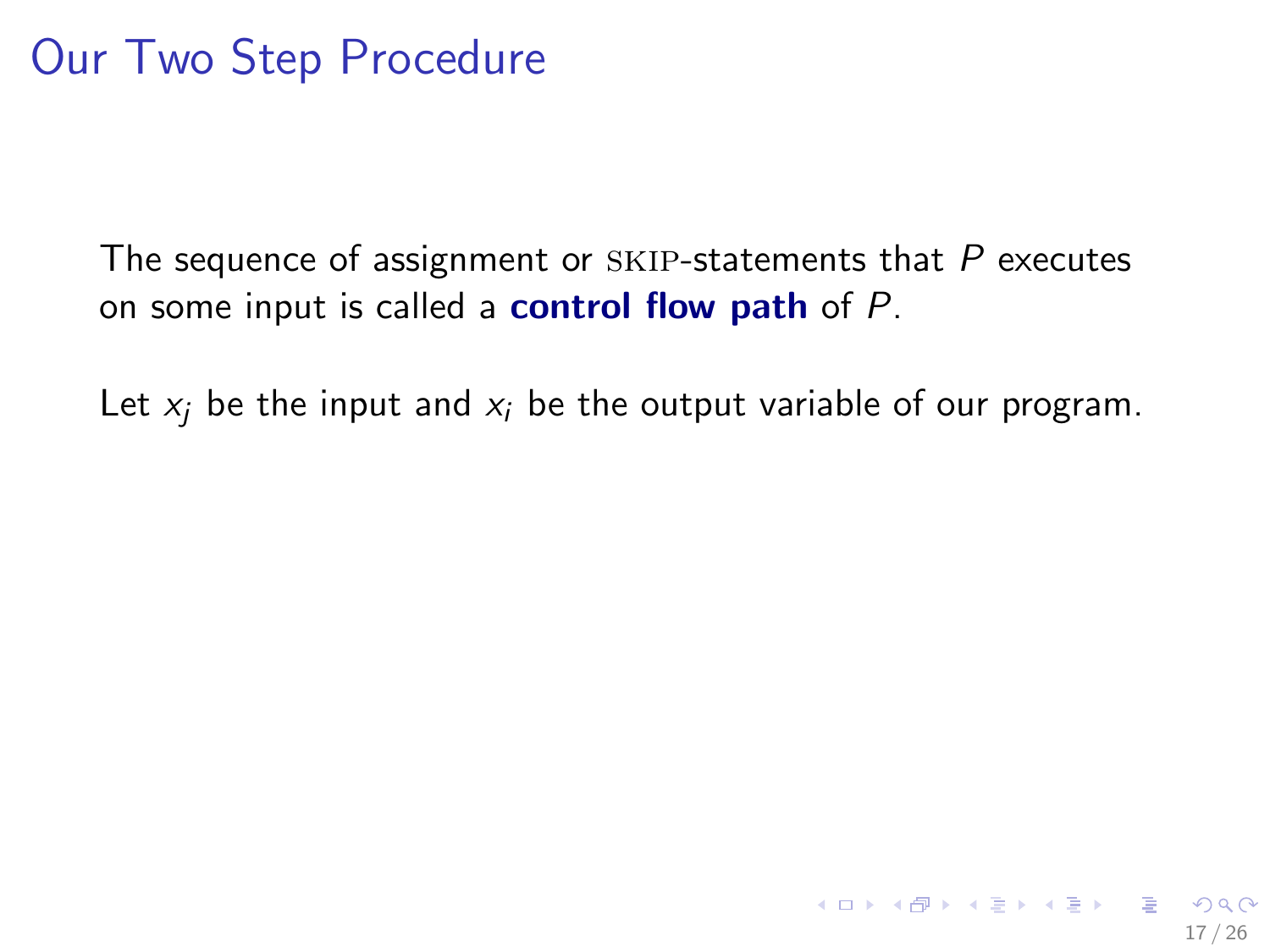# Our Two Step Procedure

The sequence of assignment or SKIP-statements that $P$ executes on some input is called a **control flow path** of $P$.

Let $x_j$ be the input and $x_i$ be the output variable of our program.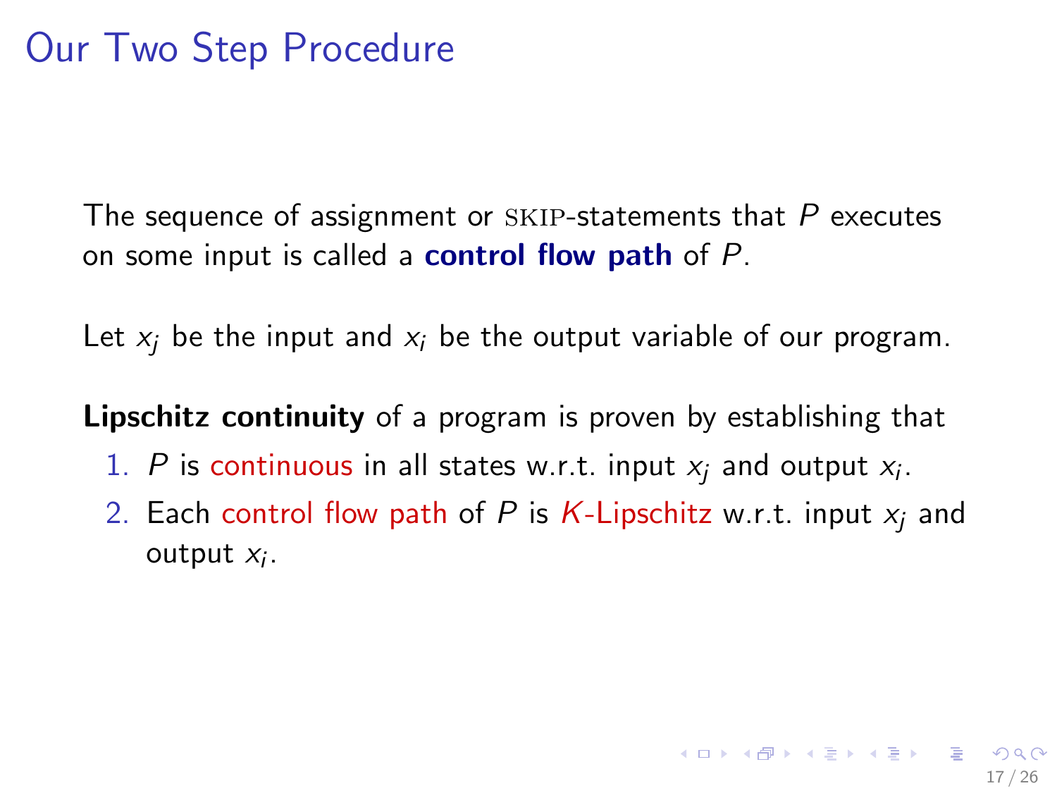# Our Two Step Procedure

The sequence of assignment or SKIP-statements that $P$ executes on some input is called a **control flow path** of $P$.

Let $x_j$ be the input and $x_i$ be the output variable of our program.

**Lipschitz continuity** of a program is proven by establishing that

1. $P$ is continuous in all states w.r.t. input $x_j$ and output $x_i$.
2. Each control flow path of $P$ is $K$-Lipschitz w.r.t. input $x_j$ and output $x_i$.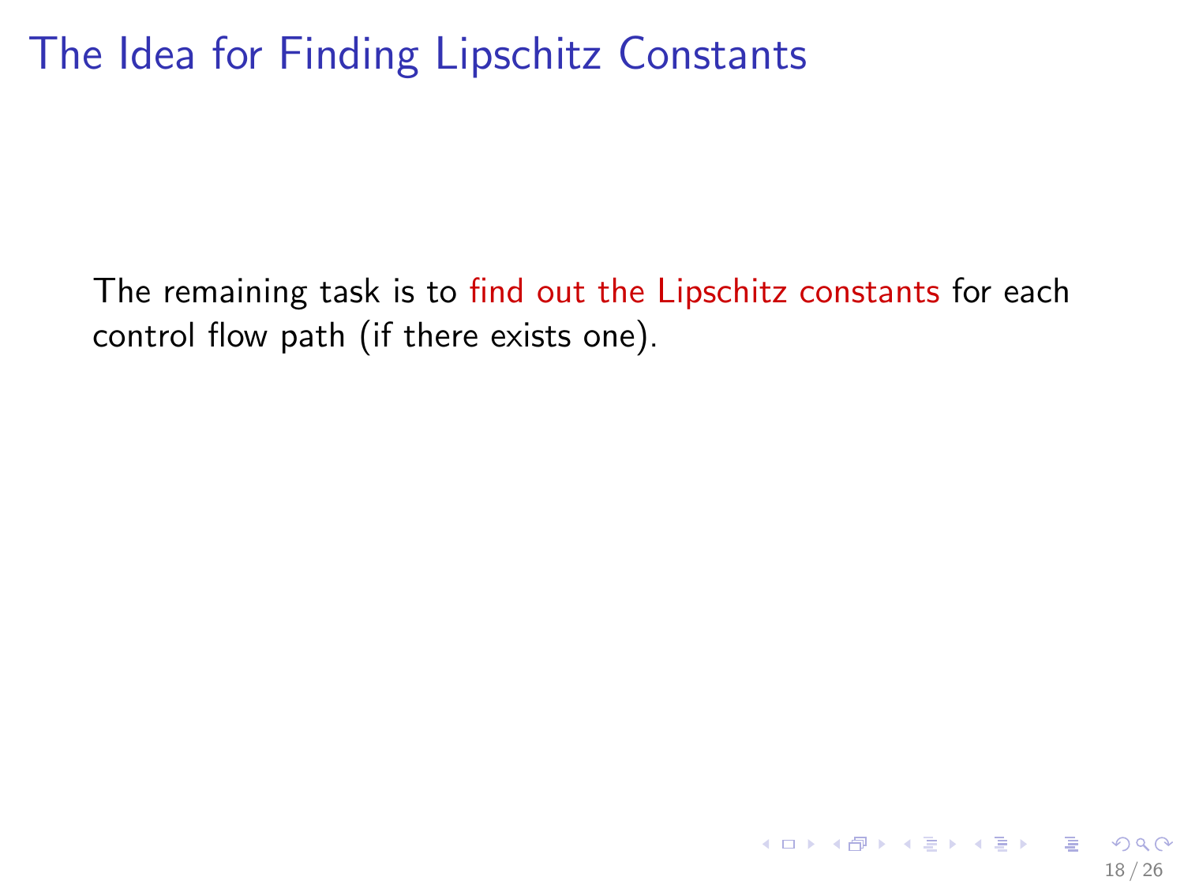# The Idea for Finding Lipschitz Constants

The remaining task is to find out the Lipschitz constants for each control flow path (if there exists one).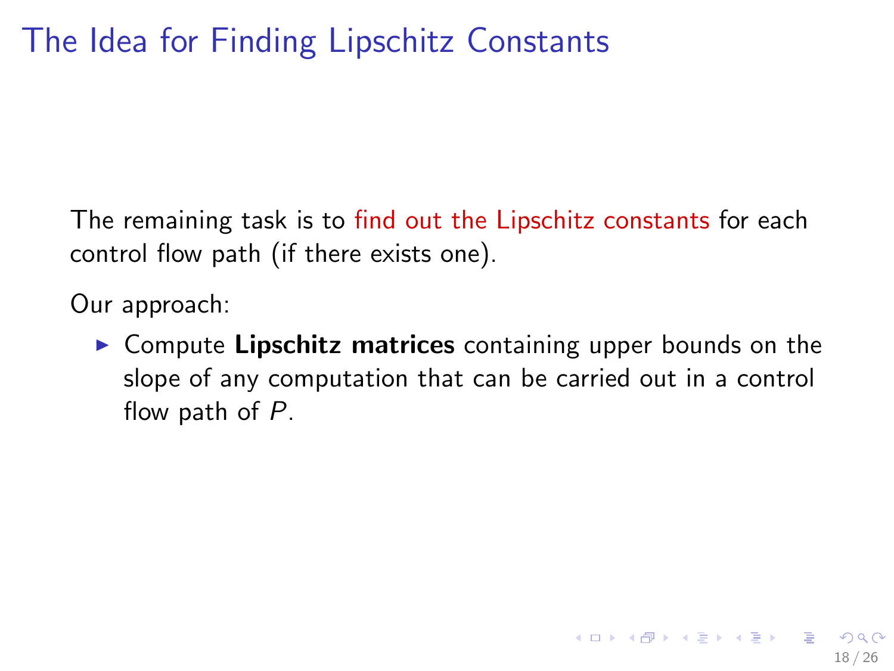# The Idea for Finding Lipschitz Constants

The remaining task is to find out the Lipschitz constants for each control flow path (if there exists one).

Our approach:

- Compute **Lipschitz matrices** containing upper bounds on the slope of any computation that can be carried out in a control flow path of $P$.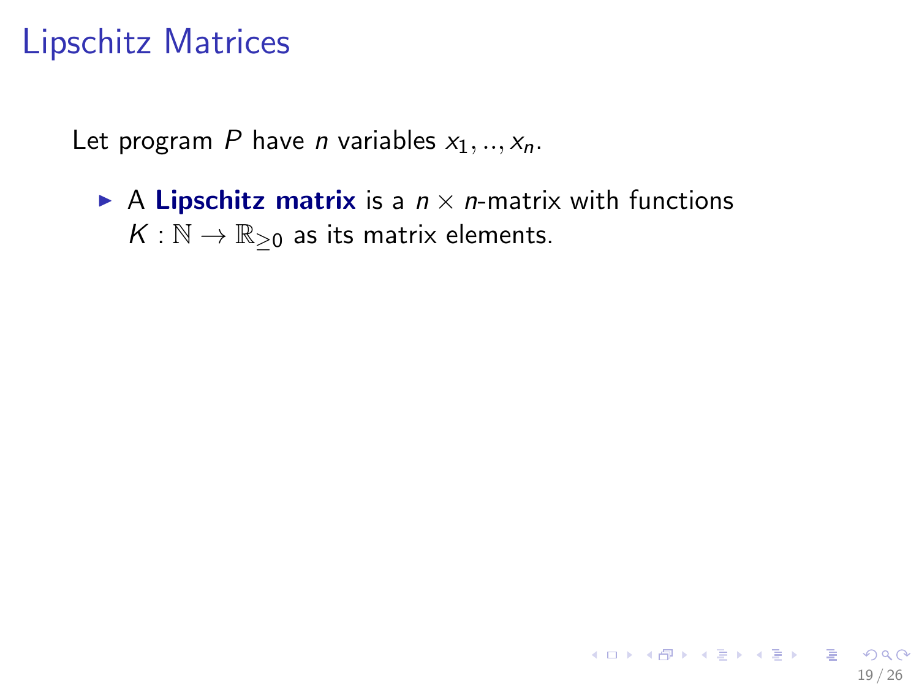# Lipschitz Matrices

Let program $P$ have $n$ variables $x_1, .., x_n$.

- A **Lipschitz matrix** is a $n \times n$-matrix with functions $K : \mathbb{N} \to \mathbb{R}_{\geq 0}$ as its matrix elements.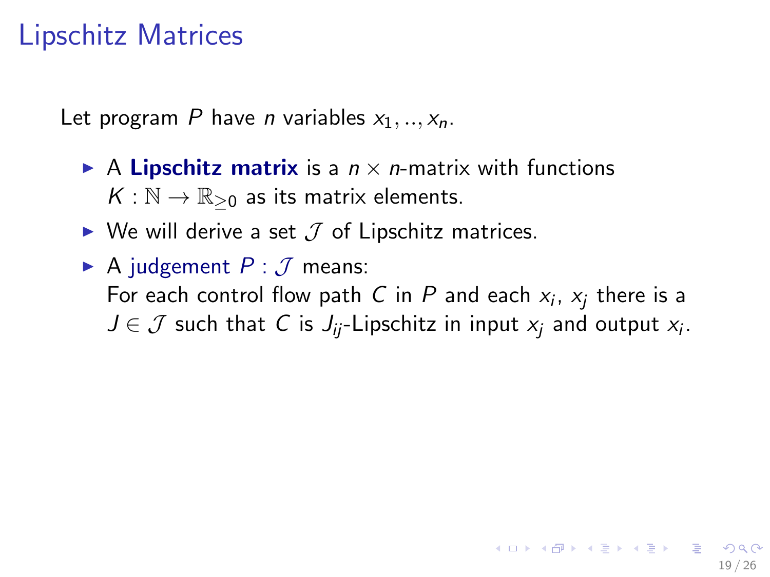# Lipschitz Matrices

Let program $P$ have $n$ variables $x_1, .., x_n$.

- A **Lipschitz matrix** is a $n \times n$-matrix with functions $K : \mathbb{N} \to \mathbb{R}_{\geq 0}$ as its matrix elements.
- We will derive a set $\mathcal{J}$ of Lipschitz matrices.
- A judgement $P : \mathcal{J}$ means:
  For each control flow path $C$ in $P$ and each $x_i$, $x_j$ there is a $J \in \mathcal{J}$ such that $C$ is $J_{ij}$-Lipschitz in input $x_j$ and output $x_i$.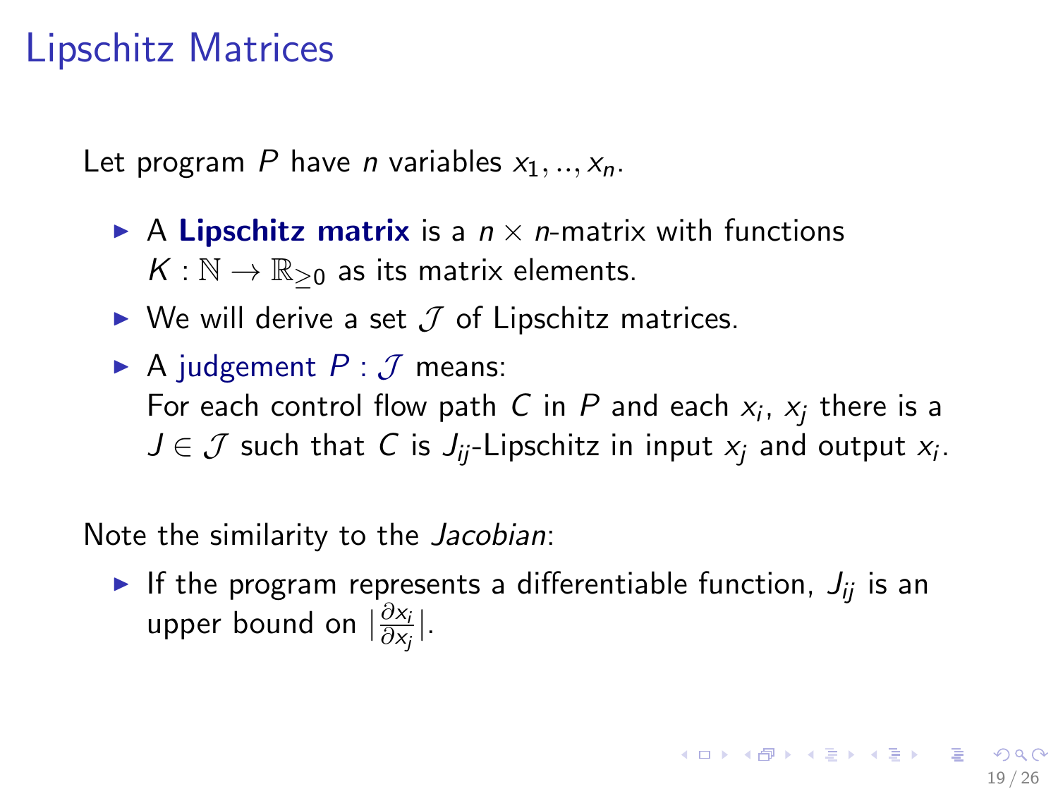# Lipschitz Matrices

Let program $P$ have $n$ variables $x_1, .., x_n$.

- A **Lipschitz matrix** is a $n \times n$-matrix with functions $K : \mathbb{N} \to \mathbb{R}_{\geq 0}$ as its matrix elements.
- We will derive a set $\mathcal{J}$ of Lipschitz matrices.
- A judgement $P : \mathcal{J}$ means:
  For each control flow path $C$ in $P$ and each $x_i$, $x_j$ there is a $J \in \mathcal{J}$ such that $C$ is $J_{ij}$-Lipschitz in input $x_j$ and output $x_i$.

Note the similarity to the *Jacobian*:

- If the program represents a differentiable function, $J_{ij}$ is an upper bound on $|\frac{\partial x_i}{\partial x_j}|$.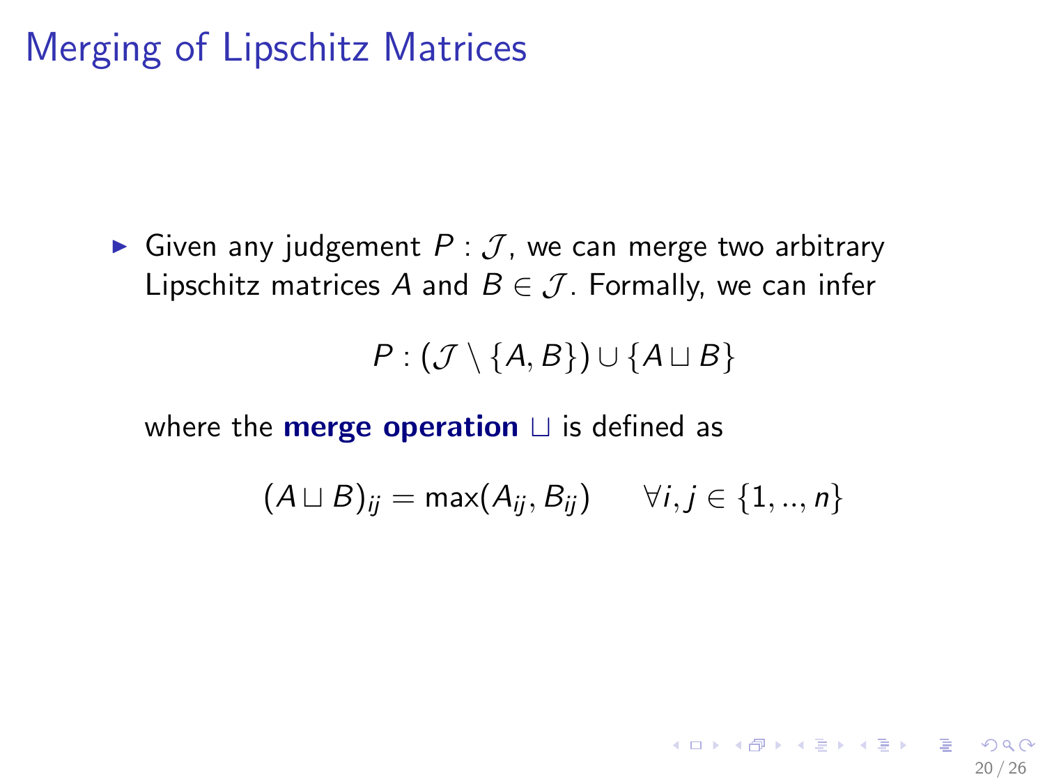# Merging of Lipschitz Matrices

- Given any judgement $P : \mathcal{J}$, we can merge two arbitrary Lipschitz matrices $A$ and $B \in \mathcal{J}$. Formally, we can infer

$$P : (\mathcal{J} \setminus \{A, B\}) \cup \{A \sqcup B\}$$

where the **merge operation** $\sqcup$ is defined as

$$(A \sqcup B)_{ij} = \max(A_{ij}, B_{ij}) \qquad \forall i, j \in \{1, .., n\}$$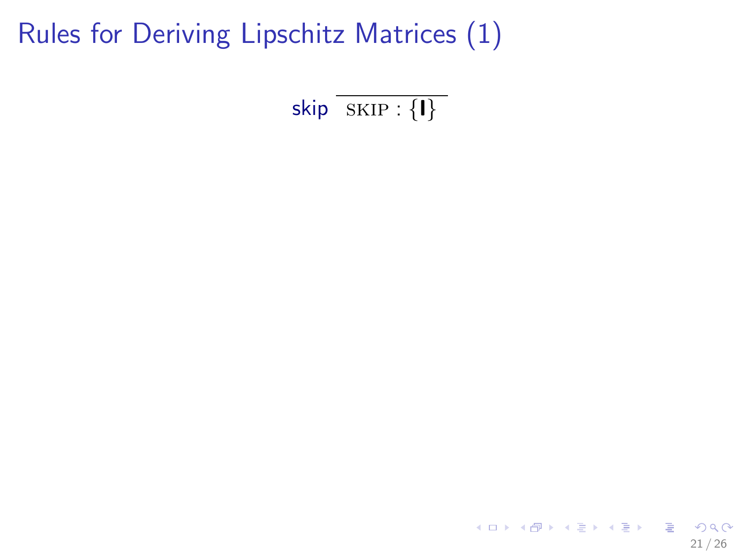# Rules for Deriving Lipschitz Matrices (1)

skip $\dfrac{}{\text{SKIP} : \{\mathbf{I}\}}$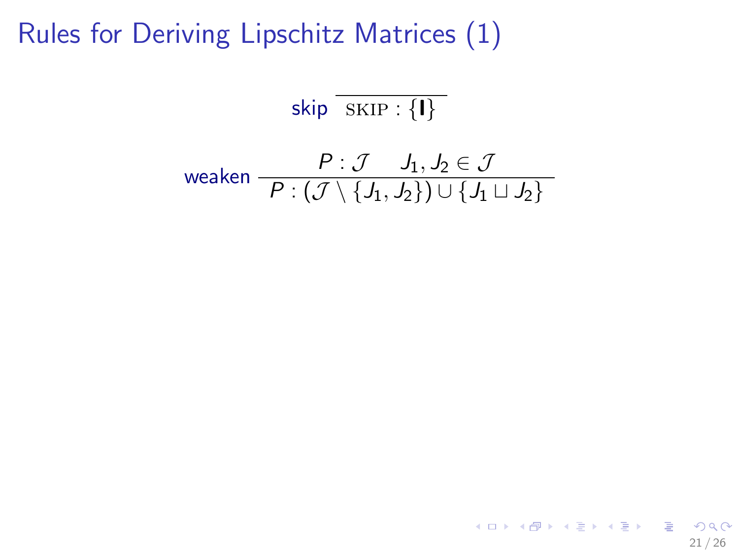# Rules for Deriving Lipschitz Matrices (1)

skip $$\overline{\text{SKIP} : \{\mathbf{I}\}}$$

weaken $$\frac{P : \mathcal{J} \qquad J_1, J_2 \in \mathcal{J}}{P : (\mathcal{J} \setminus \{J_1, J_2\}) \cup \{J_1 \sqcup J_2\}}$$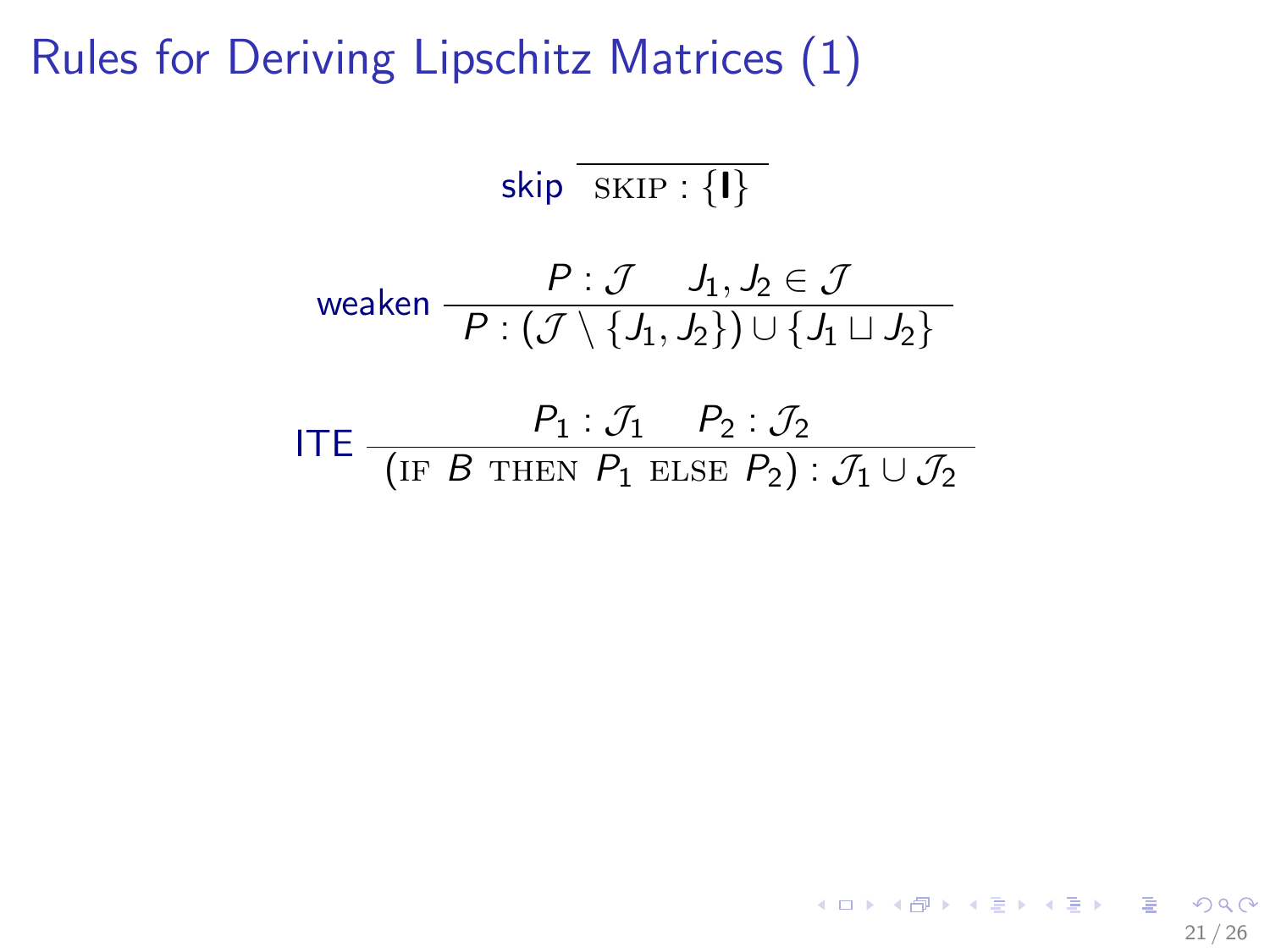# Rules for Deriving Lipschitz Matrices (1)

$$\text{skip}\ \frac{}{\textsc{skip} : \{\mathbf{I}\}}$$

$$\text{weaken}\ \frac{P : \mathcal{J} \quad J_1, J_2 \in \mathcal{J}}{P : (\mathcal{J} \setminus \{J_1, J_2\}) \cup \{J_1 \sqcup J_2\}}$$

$$\text{ITE}\ \frac{P_1 : \mathcal{J}_1 \quad P_2 : \mathcal{J}_2}{(\textsc{if}\ B\ \textsc{then}\ P_1\ \textsc{else}\ P_2) : \mathcal{J}_1 \cup \mathcal{J}_2}$$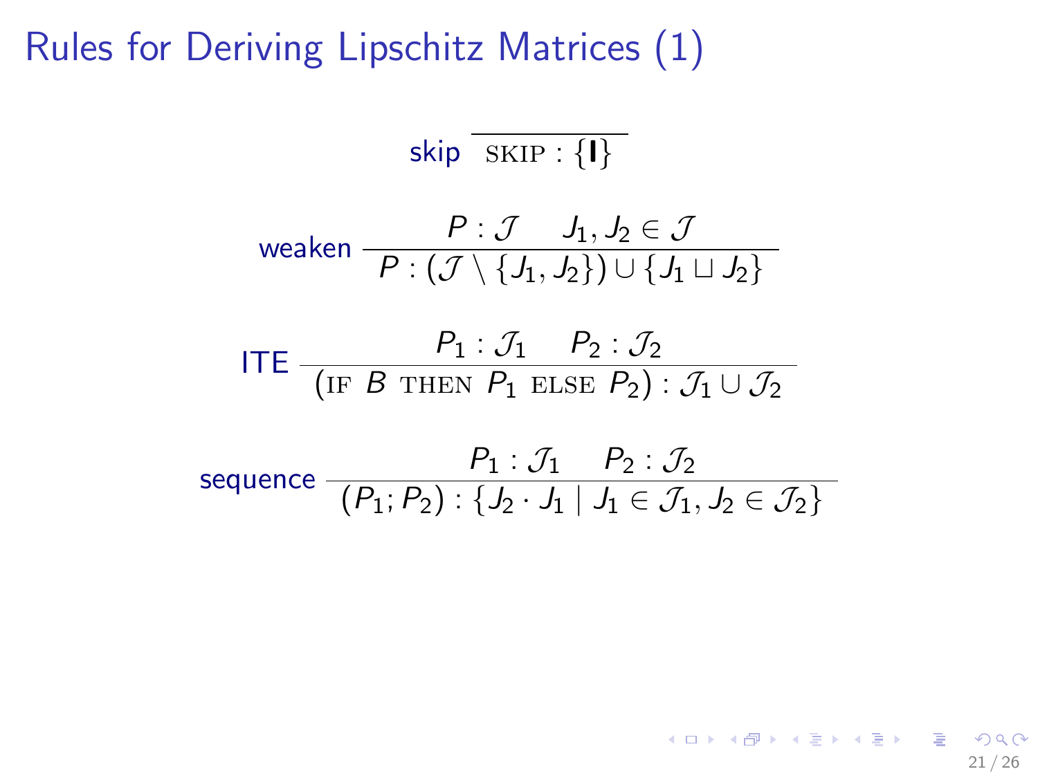# Rules for Deriving Lipschitz Matrices (1)

skip $$\frac{}{\textsc{skip} : \{\mathbf{I}\}}$$

weaken $$\frac{P : \mathcal{J} \quad J_1, J_2 \in \mathcal{J}}{P : (\mathcal{J} \setminus \{J_1, J_2\}) \cup \{J_1 \sqcup J_2\}}$$

ITE $$\frac{P_1 : \mathcal{J}_1 \quad P_2 : \mathcal{J}_2}{(\textsc{if } B \textsc{ then } P_1 \textsc{ else } P_2) : \mathcal{J}_1 \cup \mathcal{J}_2}$$

sequence $$\frac{P_1 : \mathcal{J}_1 \quad P_2 : \mathcal{J}_2}{(P_1; P_2) : \{J_2 \cdot J_1 \mid J_1 \in \mathcal{J}_1, J_2 \in \mathcal{J}_2\}}$$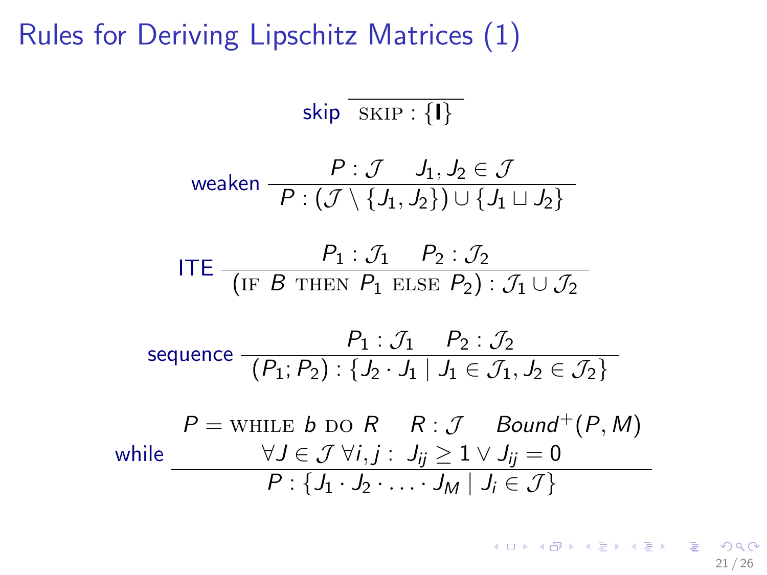# Rules for Deriving Lipschitz Matrices (1)

skip $\dfrac{}{\text{SKIP} : \{\mathbf{I}\}}$

weaken $\dfrac{P : \mathcal{J} \qquad J_1, J_2 \in \mathcal{J}}{P : (\mathcal{J} \setminus \{J_1, J_2\}) \cup \{J_1 \sqcup J_2\}}$

ITE $\dfrac{P_1 : \mathcal{J}_1 \qquad P_2 : \mathcal{J}_2}{(\text{IF } B \text{ THEN } P_1 \text{ ELSE } P_2) : \mathcal{J}_1 \cup \mathcal{J}_2}$

sequence $\dfrac{P_1 : \mathcal{J}_1 \qquad P_2 : \mathcal{J}_2}{(P_1 ; P_2) : \{J_2 \cdot J_1 \mid J_1 \in \mathcal{J}_1, J_2 \in \mathcal{J}_2\}}$

while $\dfrac{\begin{array}{c} P = \text{WHILE } b \text{ DO } R \qquad R : \mathcal{J} \qquad Bound^{+}(P, M) \\ \forall J \in \mathcal{J} \; \forall i, j : \; J_{ij} \geq 1 \vee J_{ij} = 0 \end{array}}{P : \{J_1 \cdot J_2 \cdot \ldots \cdot J_M \mid J_i \in \mathcal{J}\}}$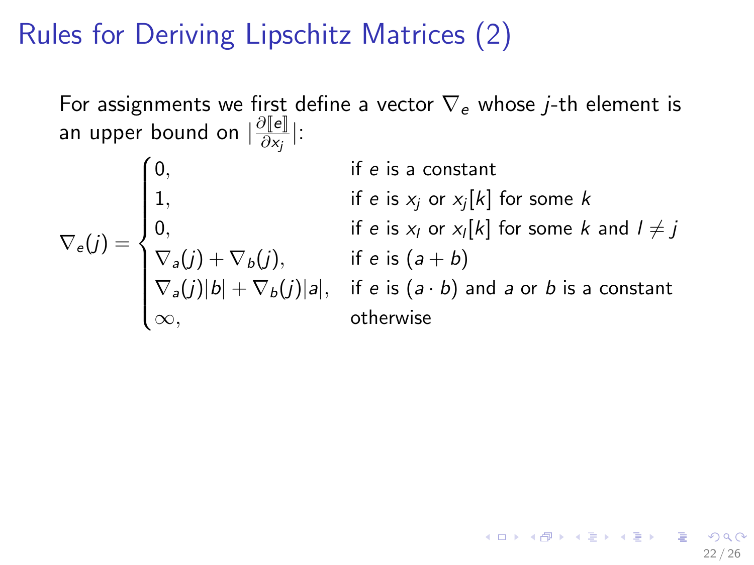# Rules for Deriving Lipschitz Matrices (2)

For assignments we first define a vector $\nabla_e$ whose $j$-th element is an upper bound on $|\frac{\partial [\![e]\!]}{\partial x_j}|$:

$$
\nabla_e(j) = \begin{cases}
0, & \text{if } e \text{ is a constant} \\
1, & \text{if } e \text{ is } x_j \text{ or } x_j[k] \text{ for some } k \\
0, & \text{if } e \text{ is } x_l \text{ or } x_l[k] \text{ for some } k \text{ and } l \neq j \\
\nabla_a(j) + \nabla_b(j), & \text{if } e \text{ is } (a + b) \\
\nabla_a(j)|b| + \nabla_b(j)|a|, & \text{if } e \text{ is } (a \cdot b) \text{ and } a \text{ or } b \text{ is a constant} \\
\infty, & \text{otherwise}
\end{cases}
$$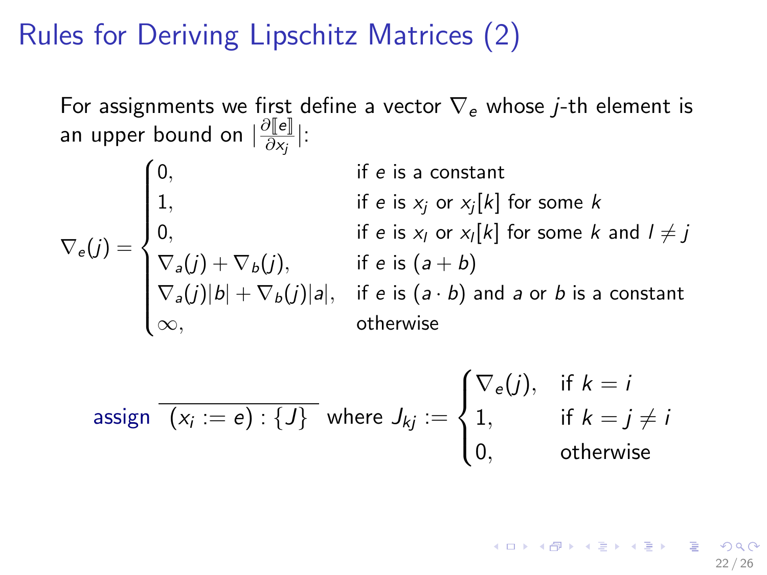# Rules for Deriving Lipschitz Matrices (2)

For assignments we first define a vector $\nabla_e$ whose $j$-th element is an upper bound on $|\frac{\partial [\![e]\!]}{\partial x_j}|$:

$$
\nabla_e(j) = \begin{cases} 0, & \text{if } e \text{ is a constant} \\ 1, & \text{if } e \text{ is } x_j \text{ or } x_j[k] \text{ for some } k \\ 0, & \text{if } e \text{ is } x_l \text{ or } x_l[k] \text{ for some } k \text{ and } l \neq j \\ \nabla_a(j) + \nabla_b(j), & \text{if } e \text{ is } (a + b) \\ \nabla_a(j)|b| + \nabla_b(j)|a|, & \text{if } e \text{ is } (a \cdot b) \text{ and } a \text{ or } b \text{ is a constant} \\ \infty, & \text{otherwise} \end{cases}
$$

$$
\text{assign} \; \frac{}{(x_i := e) : \{J\}} \; \text{where } J_{kj} := \begin{cases} \nabla_e(j), & \text{if } k = i \\ 1, & \text{if } k = j \neq i \\ 0, & \text{otherwise} \end{cases}
$$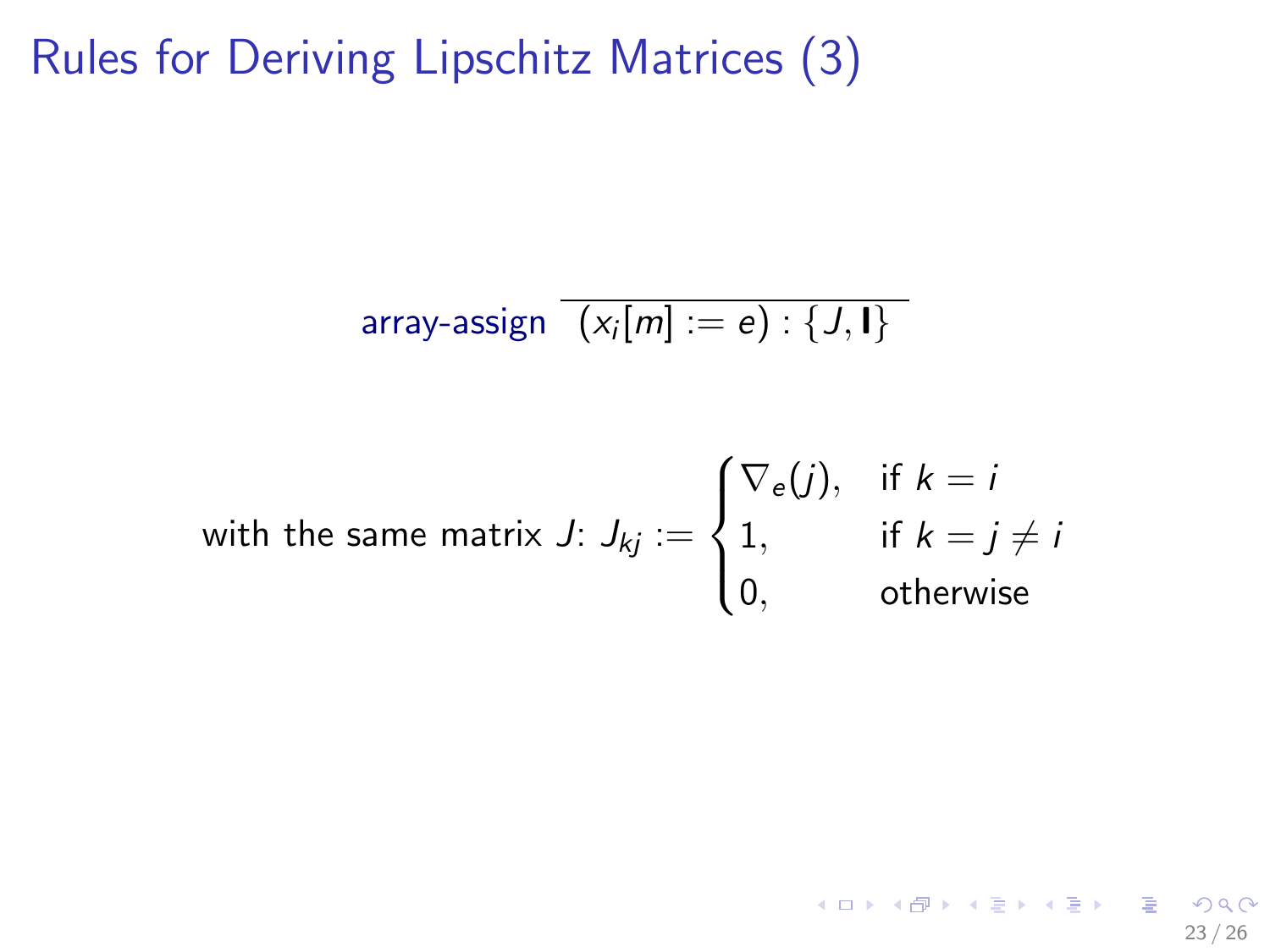# Rules for Deriving Lipschitz Matrices (3)

$$\text{array-assign} \quad \frac{}{(x_i[m] := e) : \{J, \mathbf{I}\}}$$

with the same matrix $J$: $J_{kj} := \begin{cases} \nabla_e(j), & \text{if } k = i \\ 1, & \text{if } k = j \neq i \\ 0, & \text{otherwise} \end{cases}$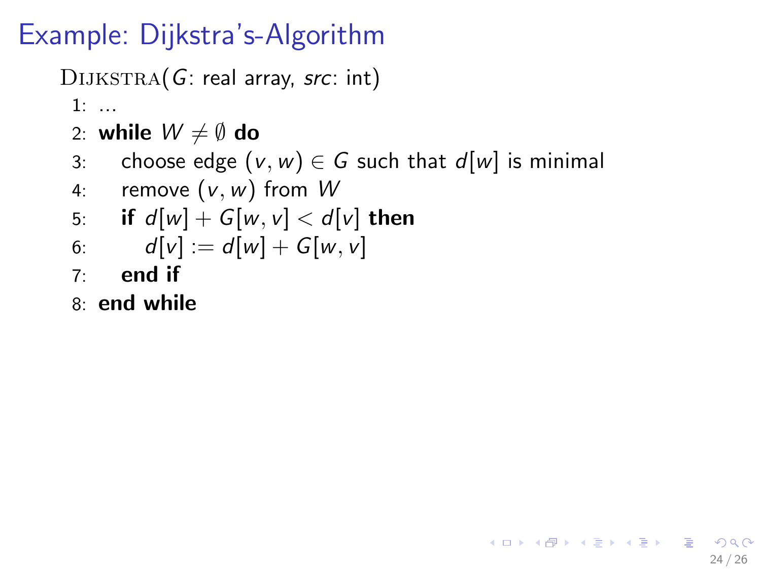# Example: Dijkstra's-Algorithm

DIJKSTRA($G$: real array, $src$: int)

```
1: ...
2: while W ≠ ∅ do
3:     choose edge (v, w) ∈ G such that d[w] is minimal
4:     remove (v, w) from W
5:     if d[w] + G[w, v] < d[v] then
6:         d[v] := d[w] + G[w, v]
7:     end if
8: end while
```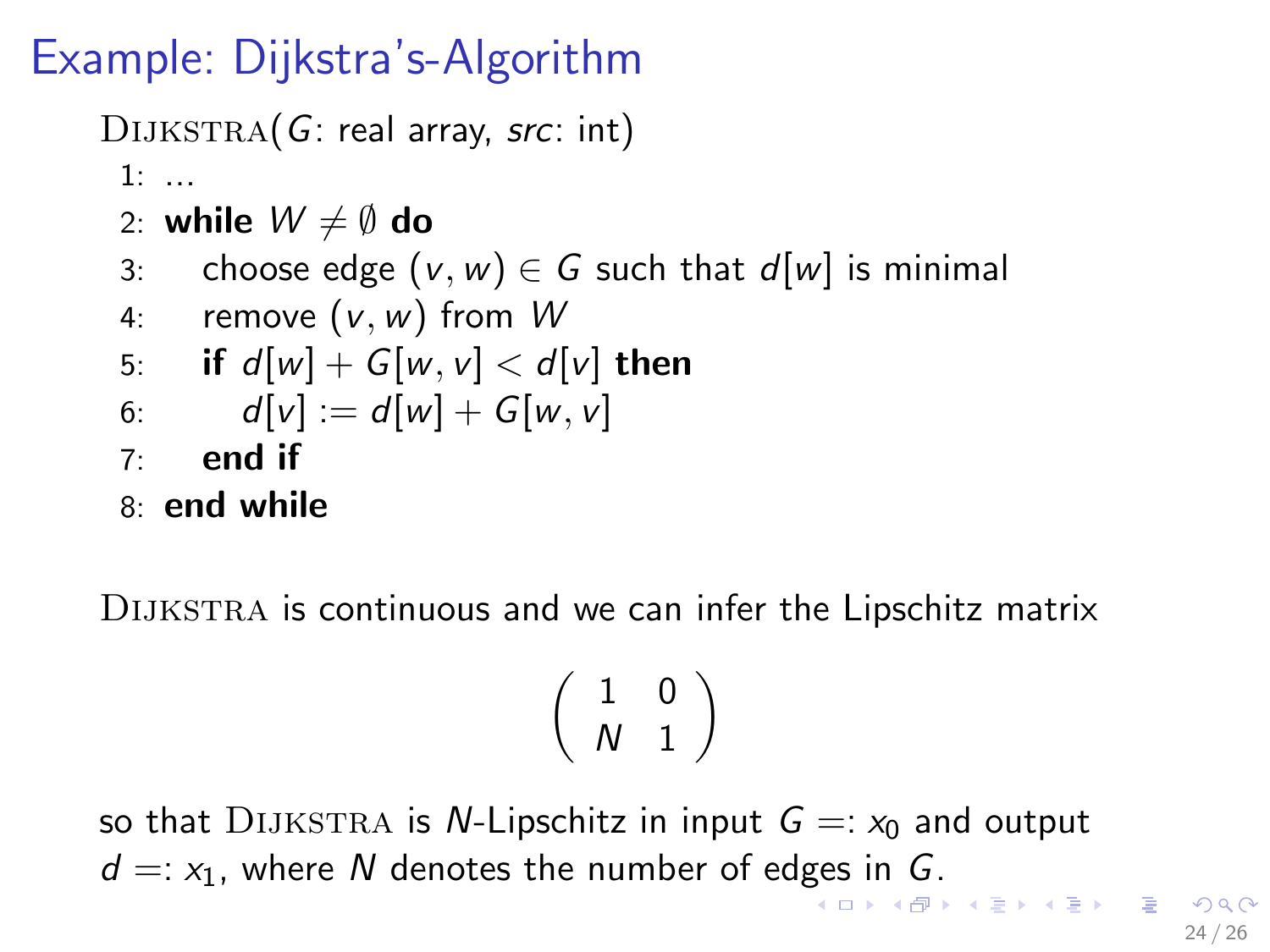# Example: Dijkstra's-Algorithm

DIJKSTRA($G$: real array, *src*: int)

```
1: ...
2: while W ≠ ∅ do
3:     choose edge (v, w) ∈ G such that d[w] is minimal
4:     remove (v, w) from W
5:     if d[w] + G[w, v] < d[v] then
6:         d[v] := d[w] + G[w, v]
7:     end if
8: end while
```

DIJKSTRA is continuous and we can infer the Lipschitz matrix

$$\begin{pmatrix} 1 & 0 \\ N & 1 \end{pmatrix}$$

so that DIJKSTRA is $N$-Lipschitz in input $G =: x_0$ and output $d =: x_1$, where $N$ denotes the number of edges in $G$.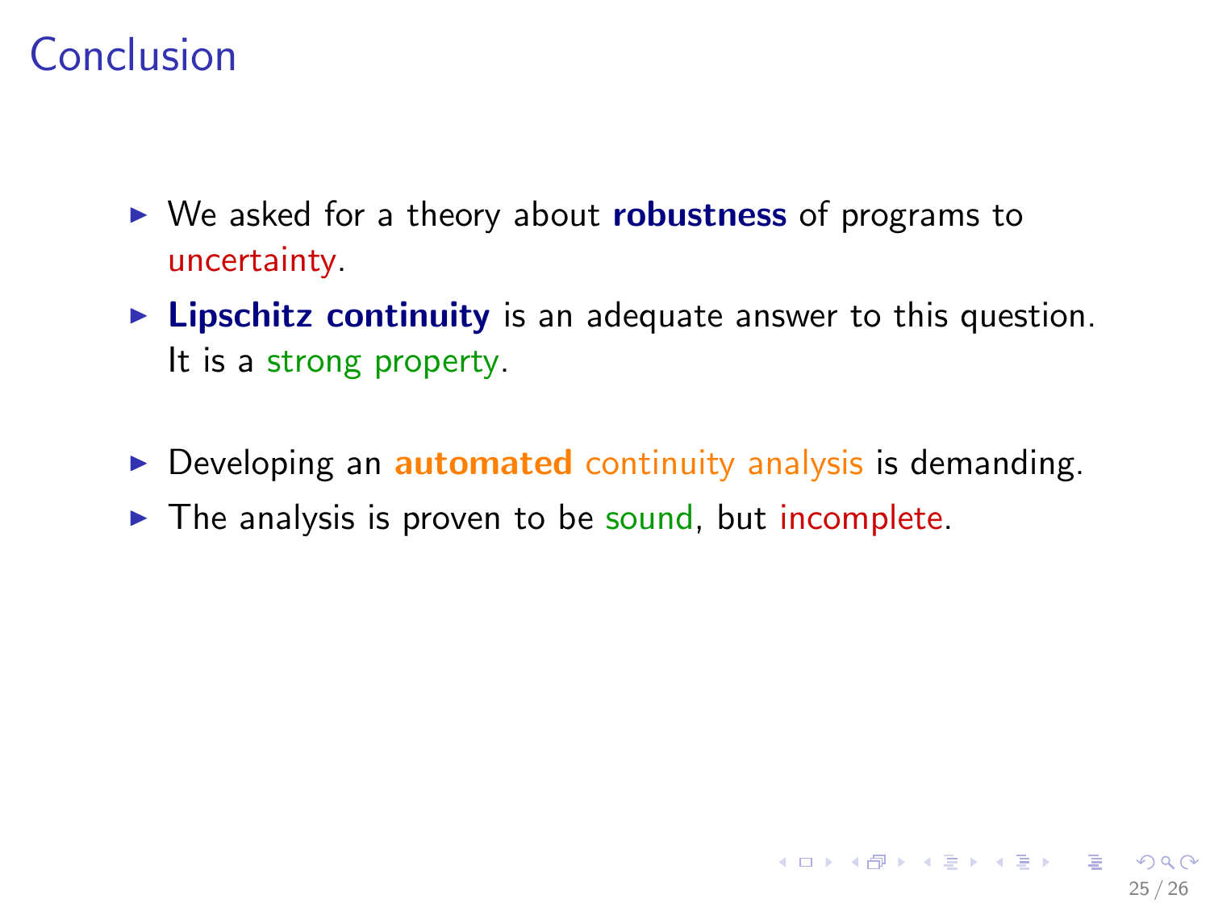# Conclusion

- We asked for a theory about **robustness** of programs to uncertainty.
- **Lipschitz continuity** is an adequate answer to this question. It is a strong property.

- Developing an **automated** continuity analysis is demanding.
- The analysis is proven to be sound, but incomplete.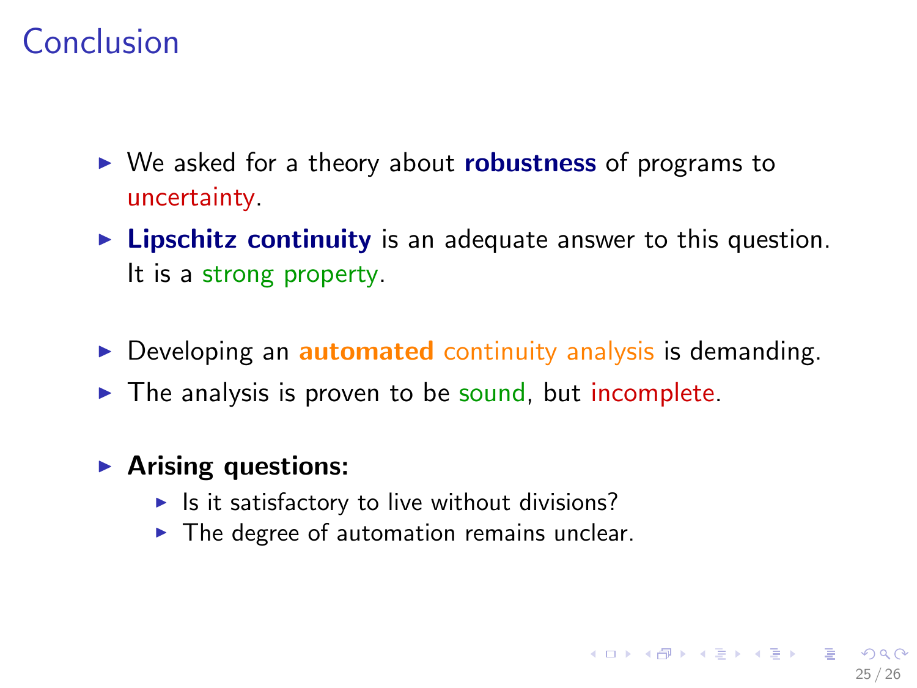# Conclusion

- We asked for a theory about **robustness** of programs to uncertainty.
- **Lipschitz continuity** is an adequate answer to this question. It is a strong property.
- Developing an **automated** continuity analysis is demanding.
- The analysis is proven to be sound, but incomplete.
- **Arising questions:**
  - Is it satisfactory to live without divisions?
  - The degree of automation remains unclear.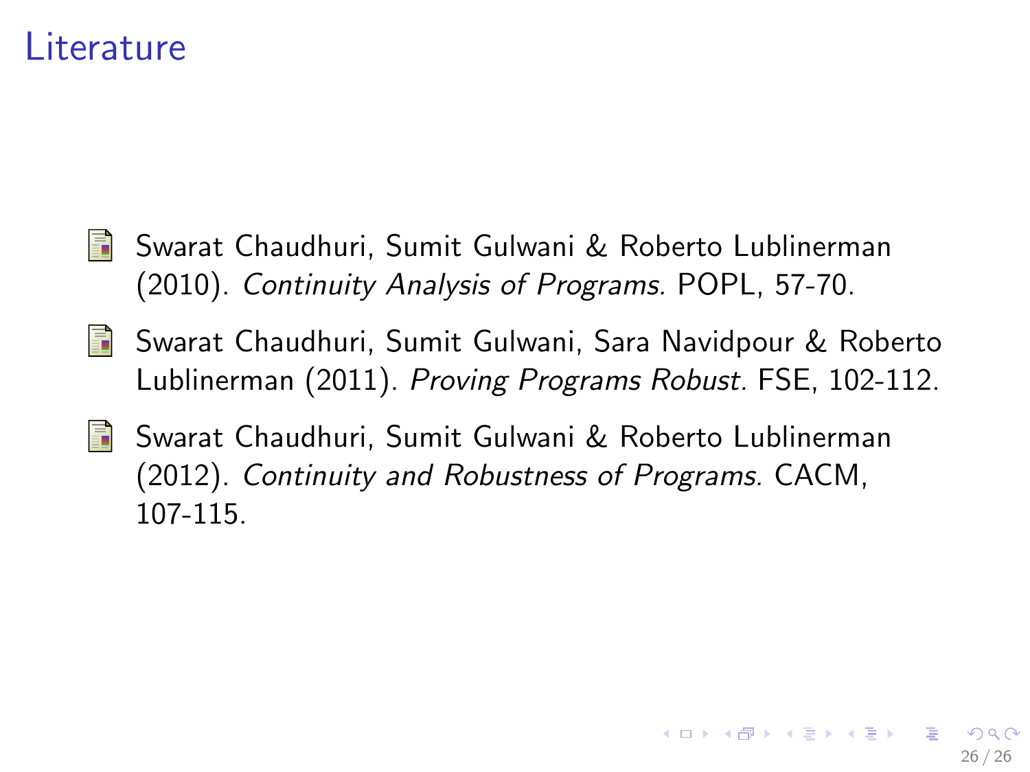# Literature

- Swarat Chaudhuri, Sumit Gulwani & Roberto Lublinerman (2010). *Continuity Analysis of Programs.* POPL, 57-70.
- Swarat Chaudhuri, Sumit Gulwani, Sara Navidpour & Roberto Lublinerman (2011). *Proving Programs Robust.* FSE, 102-112.
- Swarat Chaudhuri, Sumit Gulwani & Roberto Lublinerman (2012). *Continuity and Robustness of Programs.* CACM, 107-115.